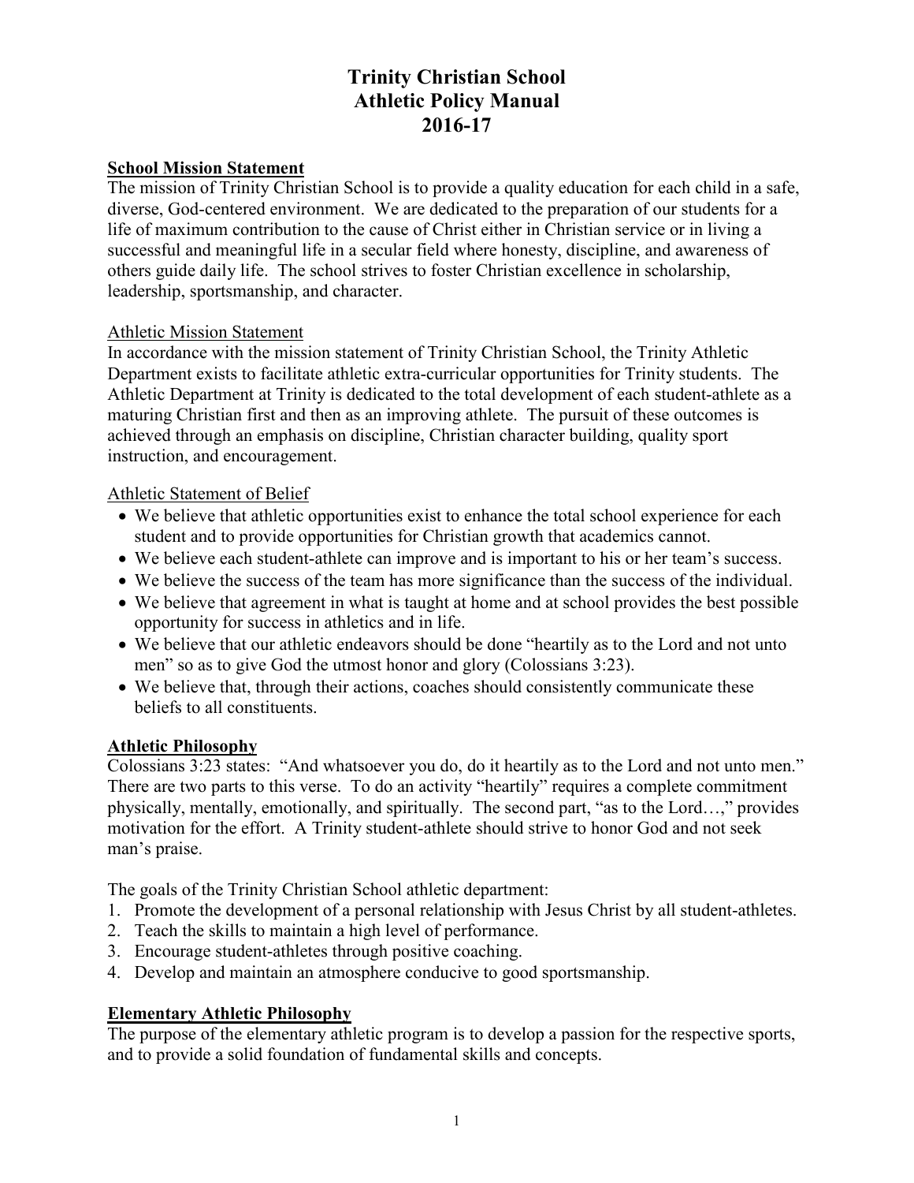# Trinity Christian School
# Athletic Policy Manual
# 2016-17

## School Mission Statement

The mission of Trinity Christian School is to provide a quality education for each child in a safe, diverse, God-centered environment. We are dedicated to the preparation of our students for a life of maximum contribution to the cause of Christ either in Christian service or in living a successful and meaningful life in a secular field where honesty, discipline, and awareness of others guide daily life. The school strives to foster Christian excellence in scholarship, leadership, sportsmanship, and character.

### Athletic Mission Statement

In accordance with the mission statement of Trinity Christian School, the Trinity Athletic Department exists to facilitate athletic extra-curricular opportunities for Trinity students. The Athletic Department at Trinity is dedicated to the total development of each student-athlete as a maturing Christian first and then as an improving athlete. The pursuit of these outcomes is achieved through an emphasis on discipline, Christian character building, quality sport instruction, and encouragement.

### Athletic Statement of Belief

- We believe that athletic opportunities exist to enhance the total school experience for each student and to provide opportunities for Christian growth that academics cannot.
- We believe each student-athlete can improve and is important to his or her team's success.
- We believe the success of the team has more significance than the success of the individual.
- We believe that agreement in what is taught at home and at school provides the best possible opportunity for success in athletics and in life.
- We believe that our athletic endeavors should be done "heartily as to the Lord and not unto men" so as to give God the utmost honor and glory (Colossians 3:23).
- We believe that, through their actions, coaches should consistently communicate these beliefs to all constituents.

## Athletic Philosophy

Colossians 3:23 states: "And whatsoever you do, do it heartily as to the Lord and not unto men." There are two parts to this verse. To do an activity "heartily" requires a complete commitment physically, mentally, emotionally, and spiritually. The second part, "as to the Lord…," provides motivation for the effort. A Trinity student-athlete should strive to honor God and not seek man's praise.

The goals of the Trinity Christian School athletic department:

1. Promote the development of a personal relationship with Jesus Christ by all student-athletes.
2. Teach the skills to maintain a high level of performance.
3. Encourage student-athletes through positive coaching.
4. Develop and maintain an atmosphere conducive to good sportsmanship.

## Elementary Athletic Philosophy

The purpose of the elementary athletic program is to develop a passion for the respective sports, and to provide a solid foundation of fundamental skills and concepts.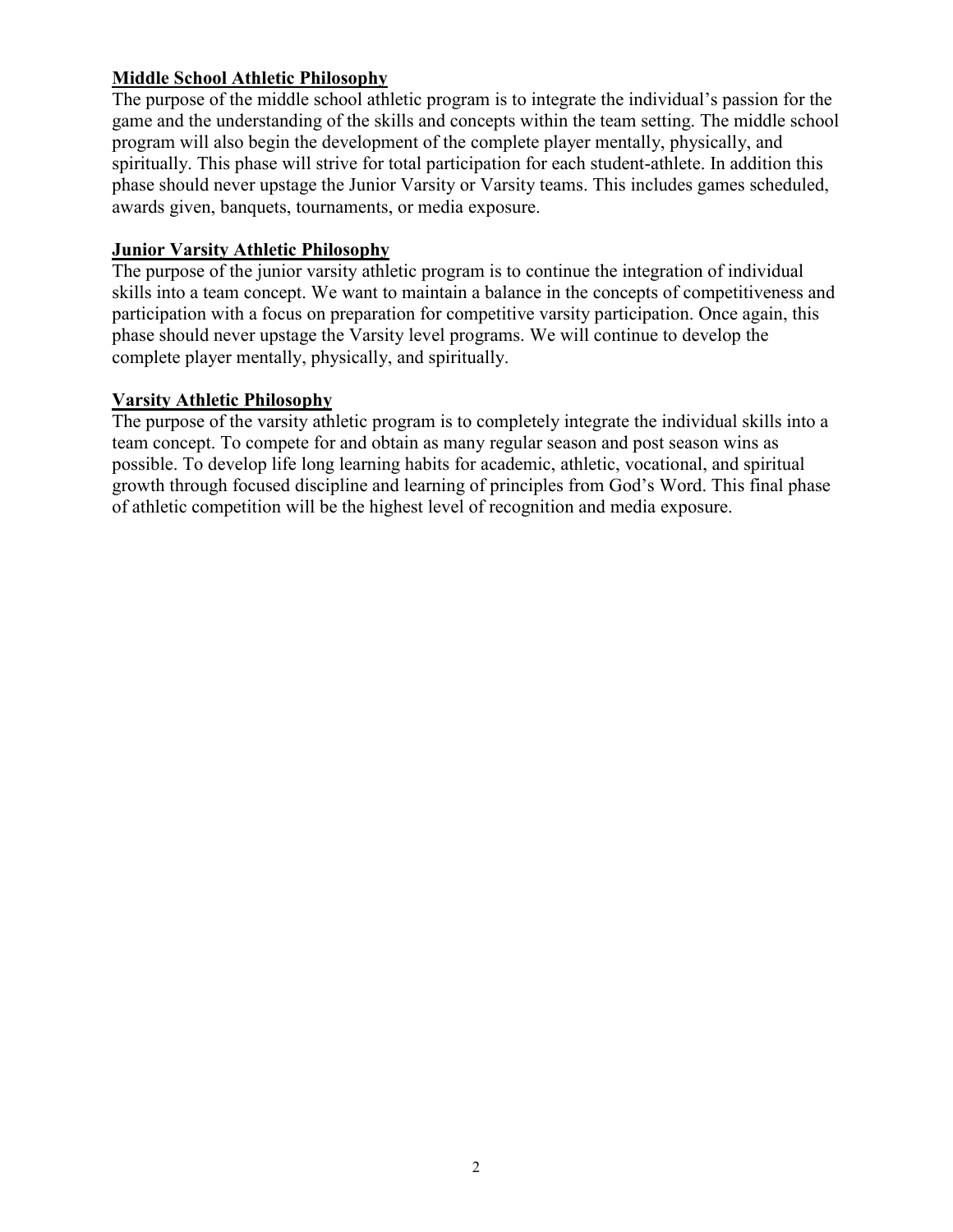## Middle School Athletic Philosophy

The purpose of the middle school athletic program is to integrate the individual's passion for the game and the understanding of the skills and concepts within the team setting. The middle school program will also begin the development of the complete player mentally, physically, and spiritually. This phase will strive for total participation for each student-athlete. In addition this phase should never upstage the Junior Varsity or Varsity teams. This includes games scheduled, awards given, banquets, tournaments, or media exposure.

## Junior Varsity Athletic Philosophy

The purpose of the junior varsity athletic program is to continue the integration of individual skills into a team concept. We want to maintain a balance in the concepts of competitiveness and participation with a focus on preparation for competitive varsity participation. Once again, this phase should never upstage the Varsity level programs. We will continue to develop the complete player mentally, physically, and spiritually.

## Varsity Athletic Philosophy

The purpose of the varsity athletic program is to completely integrate the individual skills into a team concept. To compete for and obtain as many regular season and post season wins as possible. To develop life long learning habits for academic, athletic, vocational, and spiritual growth through focused discipline and learning of principles from God's Word. This final phase of athletic competition will be the highest level of recognition and media exposure.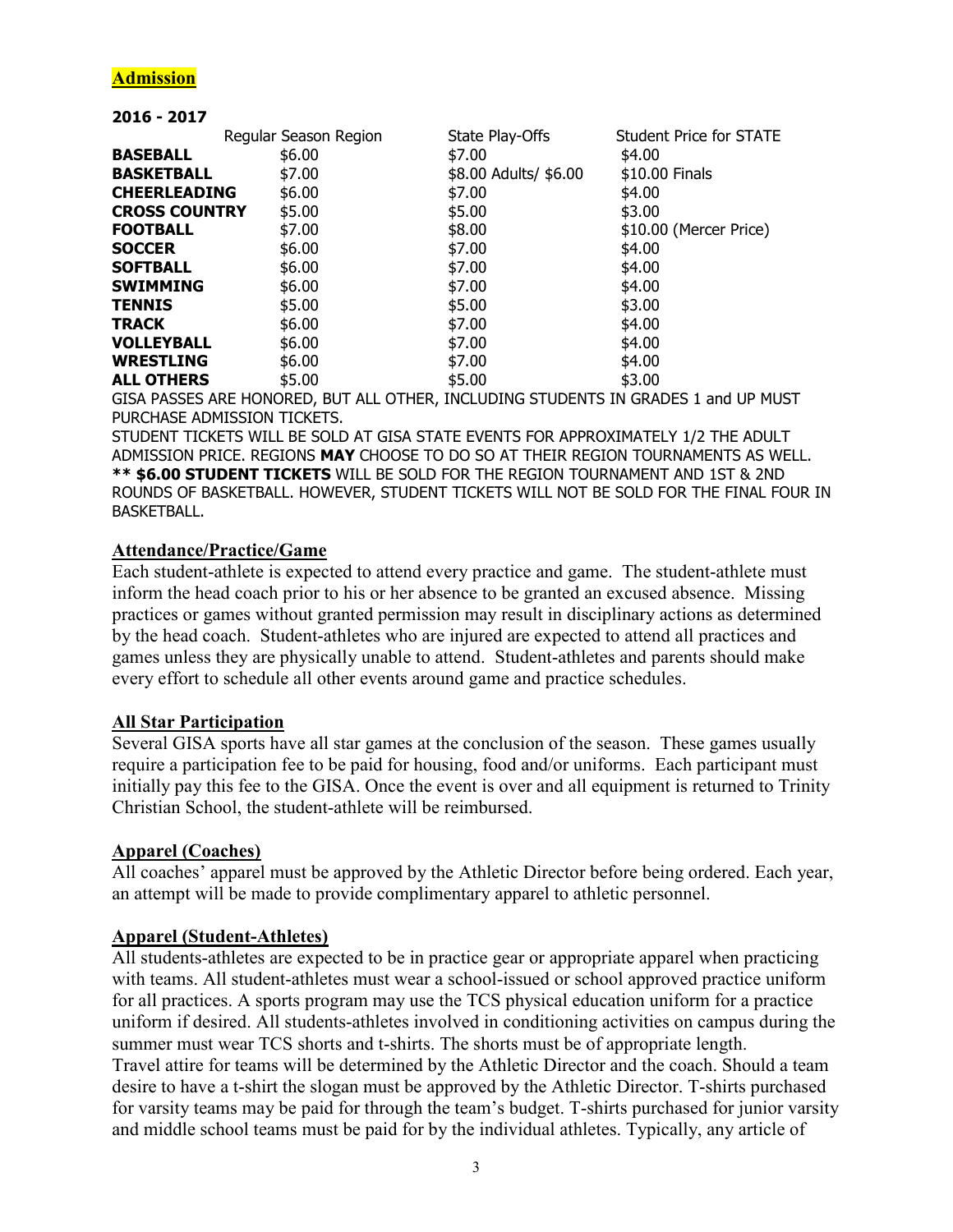## Admission

**2016 - 2017**

| | Regular Season Region | State Play-Offs | Student Price for STATE |
|---|---|---|---|
| **BASEBALL** | $6.00 | $7.00 | $4.00 |
| **BASKETBALL** | $7.00 | $8.00 Adults/ $6.00 | $10.00 Finals |
| **CHEERLEADING** | $6.00 | $7.00 | $4.00 |
| **CROSS COUNTRY** | $5.00 | $5.00 | $3.00 |
| **FOOTBALL** | $7.00 | $8.00 | $10.00 (Mercer Price) |
| **SOCCER** | $6.00 | $7.00 | $4.00 |
| **SOFTBALL** | $6.00 | $7.00 | $4.00 |
| **SWIMMING** | $6.00 | $7.00 | $4.00 |
| **TENNIS** | $5.00 | $5.00 | $3.00 |
| **TRACK** | $6.00 | $7.00 | $4.00 |
| **VOLLEYBALL** | $6.00 | $7.00 | $4.00 |
| **WRESTLING** | $6.00 | $7.00 | $4.00 |
| **ALL OTHERS** | $5.00 | $5.00 | $3.00 |

GISA PASSES ARE HONORED, BUT ALL OTHER, INCLUDING STUDENTS IN GRADES 1 and UP MUST PURCHASE ADMISSION TICKETS.

STUDENT TICKETS WILL BE SOLD AT GISA STATE EVENTS FOR APPROXIMATELY 1/2 THE ADULT ADMISSION PRICE. REGIONS **MAY** CHOOSE TO DO SO AT THEIR REGION TOURNAMENTS AS WELL.
**** $6.00 STUDENT TICKETS** WILL BE SOLD FOR THE REGION TOURNAMENT AND 1ST & 2ND ROUNDS OF BASKETBALL. HOWEVER, STUDENT TICKETS WILL NOT BE SOLD FOR THE FINAL FOUR IN BASKETBALL.

## Attendance/Practice/Game

Each student-athlete is expected to attend every practice and game. The student-athlete must inform the head coach prior to his or her absence to be granted an excused absence. Missing practices or games without granted permission may result in disciplinary actions as determined by the head coach. Student-athletes who are injured are expected to attend all practices and games unless they are physically unable to attend. Student-athletes and parents should make every effort to schedule all other events around game and practice schedules.

## All Star Participation

Several GISA sports have all star games at the conclusion of the season. These games usually require a participation fee to be paid for housing, food and/or uniforms. Each participant must initially pay this fee to the GISA. Once the event is over and all equipment is returned to Trinity Christian School, the student-athlete will be reimbursed.

## Apparel (Coaches)

All coaches' apparel must be approved by the Athletic Director before being ordered. Each year, an attempt will be made to provide complimentary apparel to athletic personnel.

## Apparel (Student-Athletes)

All students-athletes are expected to be in practice gear or appropriate apparel when practicing with teams. All student-athletes must wear a school-issued or school approved practice uniform for all practices. A sports program may use the TCS physical education uniform for a practice uniform if desired. All students-athletes involved in conditioning activities on campus during the summer must wear TCS shorts and t-shirts. The shorts must be of appropriate length.
Travel attire for teams will be determined by the Athletic Director and the coach. Should a team desire to have a t-shirt the slogan must be approved by the Athletic Director. T-shirts purchased for varsity teams may be paid for through the team's budget. T-shirts purchased for junior varsity and middle school teams must be paid for by the individual athletes. Typically, any article of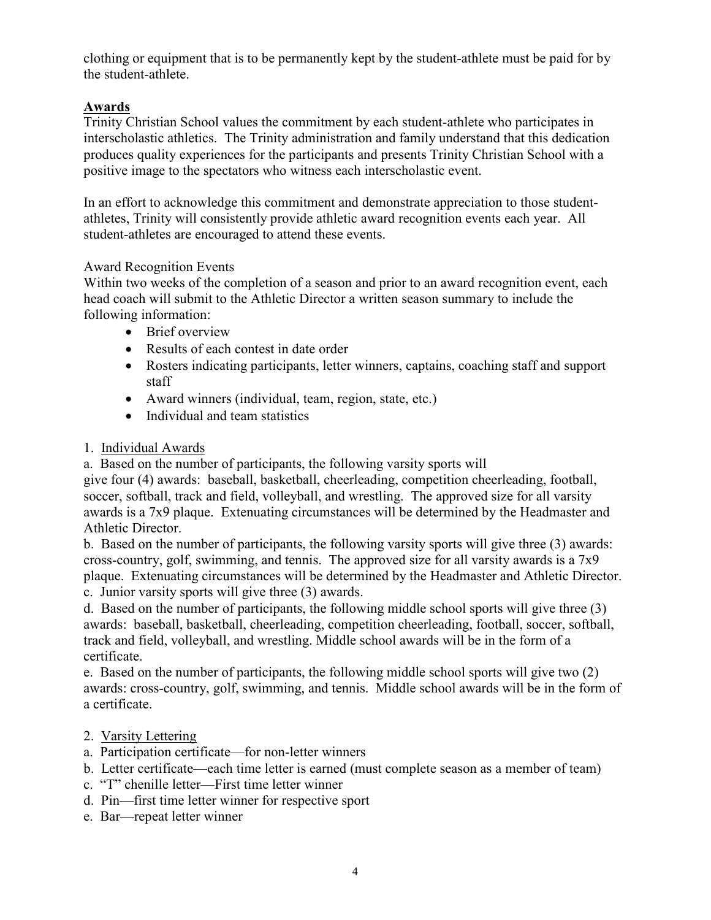clothing or equipment that is to be permanently kept by the student-athlete must be paid for by the student-athlete.

## Awards

Trinity Christian School values the commitment by each student-athlete who participates in interscholastic athletics. The Trinity administration and family understand that this dedication produces quality experiences for the participants and presents Trinity Christian School with a positive image to the spectators who witness each interscholastic event.

In an effort to acknowledge this commitment and demonstrate appreciation to those student-athletes, Trinity will consistently provide athletic award recognition events each year. All student-athletes are encouraged to attend these events.

### Award Recognition Events

Within two weeks of the completion of a season and prior to an award recognition event, each head coach will submit to the Athletic Director a written season summary to include the following information:

- Brief overview
- Results of each contest in date order
- Rosters indicating participants, letter winners, captains, coaching staff and support staff
- Award winners (individual, team, region, state, etc.)
- Individual and team statistics

1. Individual Awards

a. Based on the number of participants, the following varsity sports will give four (4) awards: baseball, basketball, cheerleading, competition cheerleading, football, soccer, softball, track and field, volleyball, and wrestling. The approved size for all varsity awards is a 7x9 plaque. Extenuating circumstances will be determined by the Headmaster and Athletic Director.

b. Based on the number of participants, the following varsity sports will give three (3) awards: cross-country, golf, swimming, and tennis. The approved size for all varsity awards is a 7x9 plaque. Extenuating circumstances will be determined by the Headmaster and Athletic Director.

c. Junior varsity sports will give three (3) awards.

d. Based on the number of participants, the following middle school sports will give three (3) awards: baseball, basketball, cheerleading, competition cheerleading, football, soccer, softball, track and field, volleyball, and wrestling. Middle school awards will be in the form of a certificate.

e. Based on the number of participants, the following middle school sports will give two (2) awards: cross-country, golf, swimming, and tennis. Middle school awards will be in the form of a certificate.

2. Varsity Lettering

a. Participation certificate—for non-letter winners

b. Letter certificate—each time letter is earned (must complete season as a member of team)

c. "T" chenille letter—First time letter winner

d. Pin—first time letter winner for respective sport

e. Bar—repeat letter winner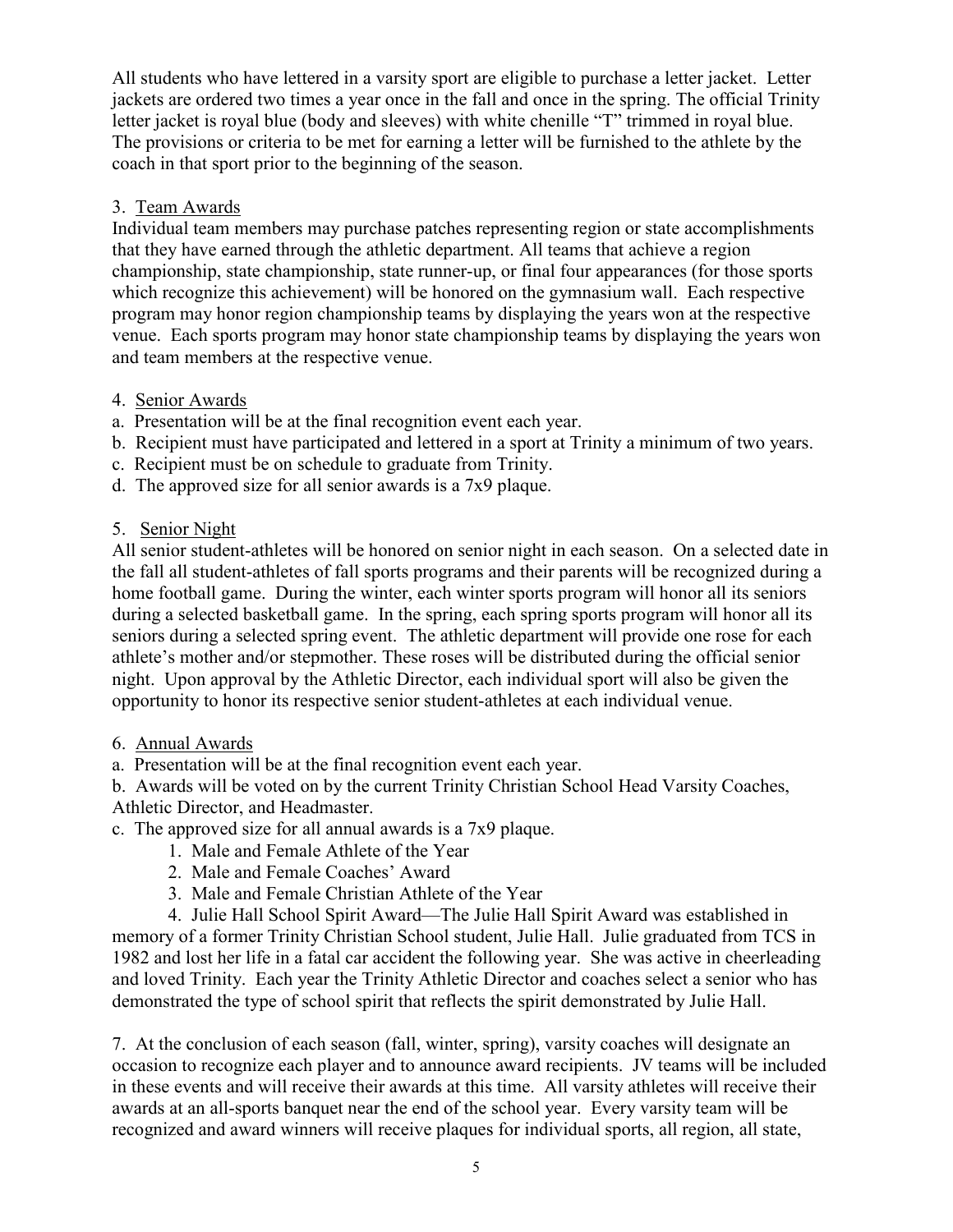All students who have lettered in a varsity sport are eligible to purchase a letter jacket. Letter jackets are ordered two times a year once in the fall and once in the spring. The official Trinity letter jacket is royal blue (body and sleeves) with white chenille "T" trimmed in royal blue. The provisions or criteria to be met for earning a letter will be furnished to the athlete by the coach in that sport prior to the beginning of the season.

3. <u>Team Awards</u>

Individual team members may purchase patches representing region or state accomplishments that they have earned through the athletic department. All teams that achieve a region championship, state championship, state runner-up, or final four appearances (for those sports which recognize this achievement) will be honored on the gymnasium wall. Each respective program may honor region championship teams by displaying the years won at the respective venue. Each sports program may honor state championship teams by displaying the years won and team members at the respective venue.

4. <u>Senior Awards</u>

a. Presentation will be at the final recognition event each year.
b. Recipient must have participated and lettered in a sport at Trinity a minimum of two years.
c. Recipient must be on schedule to graduate from Trinity.
d. The approved size for all senior awards is a 7x9 plaque.

5. <u>Senior Night</u>

All senior student-athletes will be honored on senior night in each season. On a selected date in the fall all student-athletes of fall sports programs and their parents will be recognized during a home football game. During the winter, each winter sports program will honor all its seniors during a selected basketball game. In the spring, each spring sports program will honor all its seniors during a selected spring event. The athletic department will provide one rose for each athlete's mother and/or stepmother. These roses will be distributed during the official senior night. Upon approval by the Athletic Director, each individual sport will also be given the opportunity to honor its respective senior student-athletes at each individual venue.

6. <u>Annual Awards</u>

a. Presentation will be at the final recognition event each year.
b. Awards will be voted on by the current Trinity Christian School Head Varsity Coaches, Athletic Director, and Headmaster.
c. The approved size for all annual awards is a 7x9 plaque.

1. Male and Female Athlete of the Year
2. Male and Female Coaches' Award
3. Male and Female Christian Athlete of the Year
4. Julie Hall School Spirit Award—The Julie Hall Spirit Award was established in memory of a former Trinity Christian School student, Julie Hall. Julie graduated from TCS in 1982 and lost her life in a fatal car accident the following year. She was active in cheerleading and loved Trinity. Each year the Trinity Athletic Director and coaches select a senior who has demonstrated the type of school spirit that reflects the spirit demonstrated by Julie Hall.

7. At the conclusion of each season (fall, winter, spring), varsity coaches will designate an occasion to recognize each player and to announce award recipients. JV teams will be included in these events and will receive their awards at this time. All varsity athletes will receive their awards at an all-sports banquet near the end of the school year. Every varsity team will be recognized and award winners will receive plaques for individual sports, all region, all state,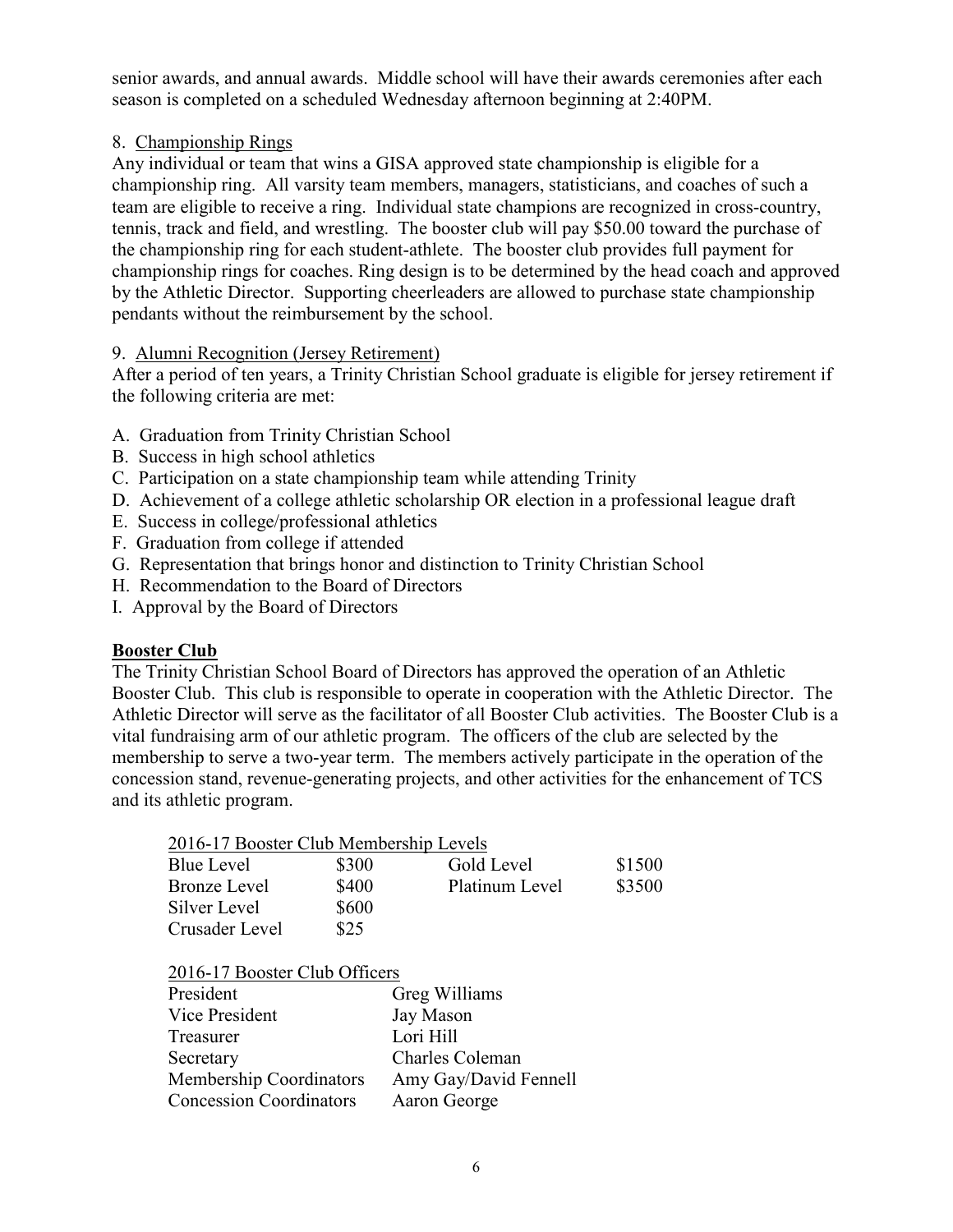senior awards, and annual awards. Middle school will have their awards ceremonies after each season is completed on a scheduled Wednesday afternoon beginning at 2:40PM.

8. Championship Rings

Any individual or team that wins a GISA approved state championship is eligible for a championship ring. All varsity team members, managers, statisticians, and coaches of such a team are eligible to receive a ring. Individual state champions are recognized in cross-country, tennis, track and field, and wrestling. The booster club will pay $50.00 toward the purchase of the championship ring for each student-athlete. The booster club provides full payment for championship rings for coaches. Ring design is to be determined by the head coach and approved by the Athletic Director. Supporting cheerleaders are allowed to purchase state championship pendants without the reimbursement by the school.

9. Alumni Recognition (Jersey Retirement)

After a period of ten years, a Trinity Christian School graduate is eligible for jersey retirement if the following criteria are met:

A. Graduation from Trinity Christian School
B. Success in high school athletics
C. Participation on a state championship team while attending Trinity
D. Achievement of a college athletic scholarship OR election in a professional league draft
E. Success in college/professional athletics
F. Graduation from college if attended
G. Representation that brings honor and distinction to Trinity Christian School
H. Recommendation to the Board of Directors
I. Approval by the Board of Directors

## Booster Club

The Trinity Christian School Board of Directors has approved the operation of an Athletic Booster Club. This club is responsible to operate in cooperation with the Athletic Director. The Athletic Director will serve as the facilitator of all Booster Club activities. The Booster Club is a vital fundraising arm of our athletic program. The officers of the club are selected by the membership to serve a two-year term. The members actively participate in the operation of the concession stand, revenue-generating projects, and other activities for the enhancement of TCS and its athletic program.

2016-17 Booster Club Membership Levels

| | | | |
|---|---|---|---|
| Blue Level | $300 | Gold Level | $1500 |
| Bronze Level | $400 | Platinum Level | $3500 |
| Silver Level | $600 | | |
| Crusader Level | $25 | | |

2016-17 Booster Club Officers

| | |
|---|---|
| President | Greg Williams |
| Vice President | Jay Mason |
| Treasurer | Lori Hill |
| Secretary | Charles Coleman |
| Membership Coordinators | Amy Gay/David Fennell |
| Concession Coordinators | Aaron George |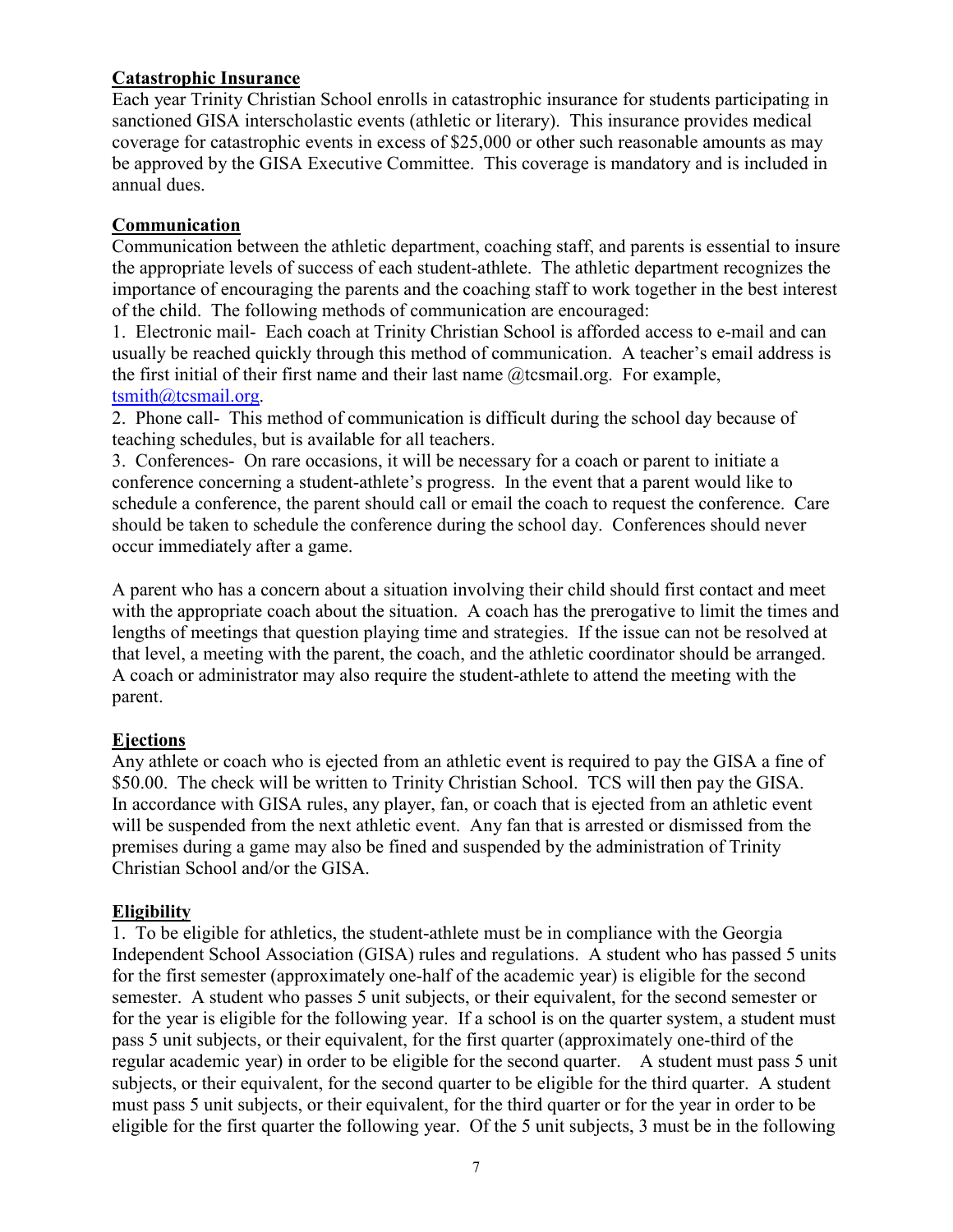## Catastrophic Insurance

Each year Trinity Christian School enrolls in catastrophic insurance for students participating in sanctioned GISA interscholastic events (athletic or literary). This insurance provides medical coverage for catastrophic events in excess of $25,000 or other such reasonable amounts as may be approved by the GISA Executive Committee. This coverage is mandatory and is included in annual dues.

## Communication

Communication between the athletic department, coaching staff, and parents is essential to insure the appropriate levels of success of each student-athlete. The athletic department recognizes the importance of encouraging the parents and the coaching staff to work together in the best interest of the child. The following methods of communication are encouraged:

1. Electronic mail- Each coach at Trinity Christian School is afforded access to e-mail and can usually be reached quickly through this method of communication. A teacher's email address is the first initial of their first name and their last name @tcsmail.org. For example, tsmith@tcsmail.org.
2. Phone call- This method of communication is difficult during the school day because of teaching schedules, but is available for all teachers.
3. Conferences- On rare occasions, it will be necessary for a coach or parent to initiate a conference concerning a student-athlete's progress. In the event that a parent would like to schedule a conference, the parent should call or email the coach to request the conference. Care should be taken to schedule the conference during the school day. Conferences should never occur immediately after a game.

A parent who has a concern about a situation involving their child should first contact and meet with the appropriate coach about the situation. A coach has the prerogative to limit the times and lengths of meetings that question playing time and strategies. If the issue can not be resolved at that level, a meeting with the parent, the coach, and the athletic coordinator should be arranged. A coach or administrator may also require the student-athlete to attend the meeting with the parent.

## Ejections

Any athlete or coach who is ejected from an athletic event is required to pay the GISA a fine of $50.00. The check will be written to Trinity Christian School. TCS will then pay the GISA. In accordance with GISA rules, any player, fan, or coach that is ejected from an athletic event will be suspended from the next athletic event. Any fan that is arrested or dismissed from the premises during a game may also be fined and suspended by the administration of Trinity Christian School and/or the GISA.

## Eligibility

1. To be eligible for athletics, the student-athlete must be in compliance with the Georgia Independent School Association (GISA) rules and regulations. A student who has passed 5 units for the first semester (approximately one-half of the academic year) is eligible for the second semester. A student who passes 5 unit subjects, or their equivalent, for the second semester or for the year is eligible for the following year. If a school is on the quarter system, a student must pass 5 unit subjects, or their equivalent, for the first quarter (approximately one-third of the regular academic year) in order to be eligible for the second quarter. A student must pass 5 unit subjects, or their equivalent, for the second quarter to be eligible for the third quarter. A student must pass 5 unit subjects, or their equivalent, for the third quarter or for the year in order to be eligible for the first quarter the following year. Of the 5 unit subjects, 3 must be in the following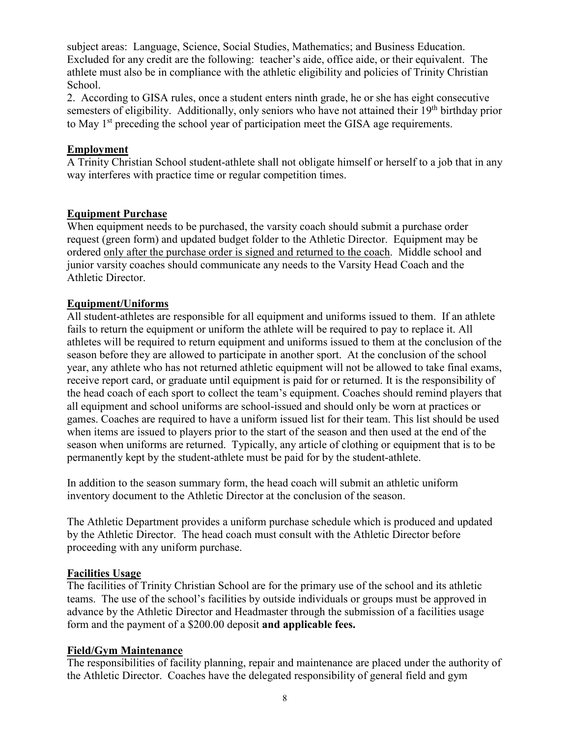subject areas: Language, Science, Social Studies, Mathematics; and Business Education. Excluded for any credit are the following: teacher's aide, office aide, or their equivalent. The athlete must also be in compliance with the athletic eligibility and policies of Trinity Christian School.

2. According to GISA rules, once a student enters ninth grade, he or she has eight consecutive semesters of eligibility. Additionally, only seniors who have not attained their 19th birthday prior to May 1st preceding the school year of participation meet the GISA age requirements.

## Employment

A Trinity Christian School student-athlete shall not obligate himself or herself to a job that in any way interferes with practice time or regular competition times.

## Equipment Purchase

When equipment needs to be purchased, the varsity coach should submit a purchase order request (green form) and updated budget folder to the Athletic Director. Equipment may be ordered only after the purchase order is signed and returned to the coach. Middle school and junior varsity coaches should communicate any needs to the Varsity Head Coach and the Athletic Director.

## Equipment/Uniforms

All student-athletes are responsible for all equipment and uniforms issued to them. If an athlete fails to return the equipment or uniform the athlete will be required to pay to replace it. All athletes will be required to return equipment and uniforms issued to them at the conclusion of the season before they are allowed to participate in another sport. At the conclusion of the school year, any athlete who has not returned athletic equipment will not be allowed to take final exams, receive report card, or graduate until equipment is paid for or returned. It is the responsibility of the head coach of each sport to collect the team's equipment. Coaches should remind players that all equipment and school uniforms are school-issued and should only be worn at practices or games. Coaches are required to have a uniform issued list for their team. This list should be used when items are issued to players prior to the start of the season and then used at the end of the season when uniforms are returned. Typically, any article of clothing or equipment that is to be permanently kept by the student-athlete must be paid for by the student-athlete.

In addition to the season summary form, the head coach will submit an athletic uniform inventory document to the Athletic Director at the conclusion of the season.

The Athletic Department provides a uniform purchase schedule which is produced and updated by the Athletic Director. The head coach must consult with the Athletic Director before proceeding with any uniform purchase.

## Facilities Usage

The facilities of Trinity Christian School are for the primary use of the school and its athletic teams. The use of the school's facilities by outside individuals or groups must be approved in advance by the Athletic Director and Headmaster through the submission of a facilities usage form and the payment of a $200.00 deposit **and applicable fees.**

## Field/Gym Maintenance

The responsibilities of facility planning, repair and maintenance are placed under the authority of the Athletic Director. Coaches have the delegated responsibility of general field and gym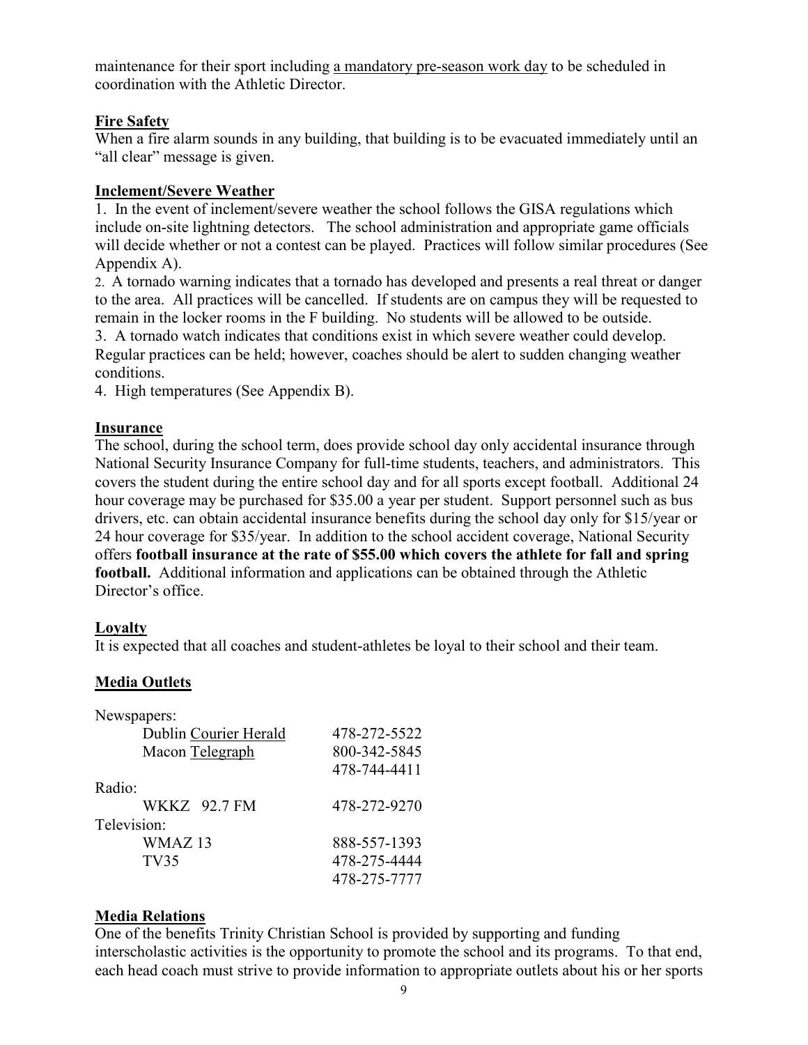maintenance for their sport including a mandatory pre-season work day to be scheduled in coordination with the Athletic Director.

## Fire Safety

When a fire alarm sounds in any building, that building is to be evacuated immediately until an "all clear" message is given.

## Inclement/Severe Weather

1. In the event of inclement/severe weather the school follows the GISA regulations which include on-site lightning detectors. The school administration and appropriate game officials will decide whether or not a contest can be played. Practices will follow similar procedures (See Appendix A).
2. A tornado warning indicates that a tornado has developed and presents a real threat or danger to the area. All practices will be cancelled. If students are on campus they will be requested to remain in the locker rooms in the F building. No students will be allowed to be outside.
3. A tornado watch indicates that conditions exist in which severe weather could develop. Regular practices can be held; however, coaches should be alert to sudden changing weather conditions.
4. High temperatures (See Appendix B).

## Insurance

The school, during the school term, does provide school day only accidental insurance through National Security Insurance Company for full-time students, teachers, and administrators. This covers the student during the entire school day and for all sports except football. Additional 24 hour coverage may be purchased for $35.00 a year per student. Support personnel such as bus drivers, etc. can obtain accidental insurance benefits during the school day only for $15/year or 24 hour coverage for $35/year. In addition to the school accident coverage, National Security offers **football insurance at the rate of $55.00 which covers the athlete for fall and spring football.** Additional information and applications can be obtained through the Athletic Director's office.

## Loyalty

It is expected that all coaches and student-athletes be loyal to their school and their team.

## Media Outlets

| | |
|---|---|
| Newspapers: | |
| Dublin Courier Herald | 478-272-5522 |
| Macon Telegraph | 800-342-5845 |
| | 478-744-4411 |
| Radio: | |
| WKKZ 92.7 FM | 478-272-9270 |
| Television: | |
| WMAZ 13 | 888-557-1393 |
| TV35 | 478-275-4444 |
| | 478-275-7777 |

## Media Relations

One of the benefits Trinity Christian School is provided by supporting and funding interscholastic activities is the opportunity to promote the school and its programs. To that end, each head coach must strive to provide information to appropriate outlets about his or her sports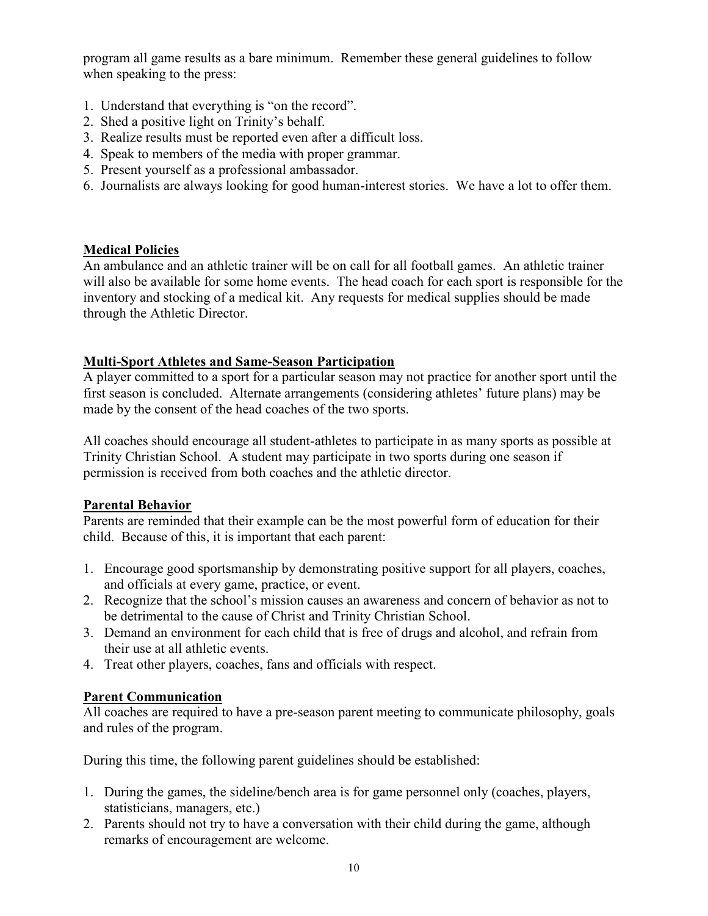program all game results as a bare minimum. Remember these general guidelines to follow when speaking to the press:

1. Understand that everything is "on the record".
2. Shed a positive light on Trinity's behalf.
3. Realize results must be reported even after a difficult loss.
4. Speak to members of the media with proper grammar.
5. Present yourself as a professional ambassador.
6. Journalists are always looking for good human-interest stories. We have a lot to offer them.

## Medical Policies

An ambulance and an athletic trainer will be on call for all football games. An athletic trainer will also be available for some home events. The head coach for each sport is responsible for the inventory and stocking of a medical kit. Any requests for medical supplies should be made through the Athletic Director.

## Multi-Sport Athletes and Same-Season Participation

A player committed to a sport for a particular season may not practice for another sport until the first season is concluded. Alternate arrangements (considering athletes' future plans) may be made by the consent of the head coaches of the two sports.

All coaches should encourage all student-athletes to participate in as many sports as possible at Trinity Christian School. A student may participate in two sports during one season if permission is received from both coaches and the athletic director.

## Parental Behavior

Parents are reminded that their example can be the most powerful form of education for their child. Because of this, it is important that each parent:

1. Encourage good sportsmanship by demonstrating positive support for all players, coaches, and officials at every game, practice, or event.
2. Recognize that the school's mission causes an awareness and concern of behavior as not to be detrimental to the cause of Christ and Trinity Christian School.
3. Demand an environment for each child that is free of drugs and alcohol, and refrain from their use at all athletic events.
4. Treat other players, coaches, fans and officials with respect.

## Parent Communication

All coaches are required to have a pre-season parent meeting to communicate philosophy, goals and rules of the program.

During this time, the following parent guidelines should be established:

1. During the games, the sideline/bench area is for game personnel only (coaches, players, statisticians, managers, etc.)
2. Parents should not try to have a conversation with their child during the game, although remarks of encouragement are welcome.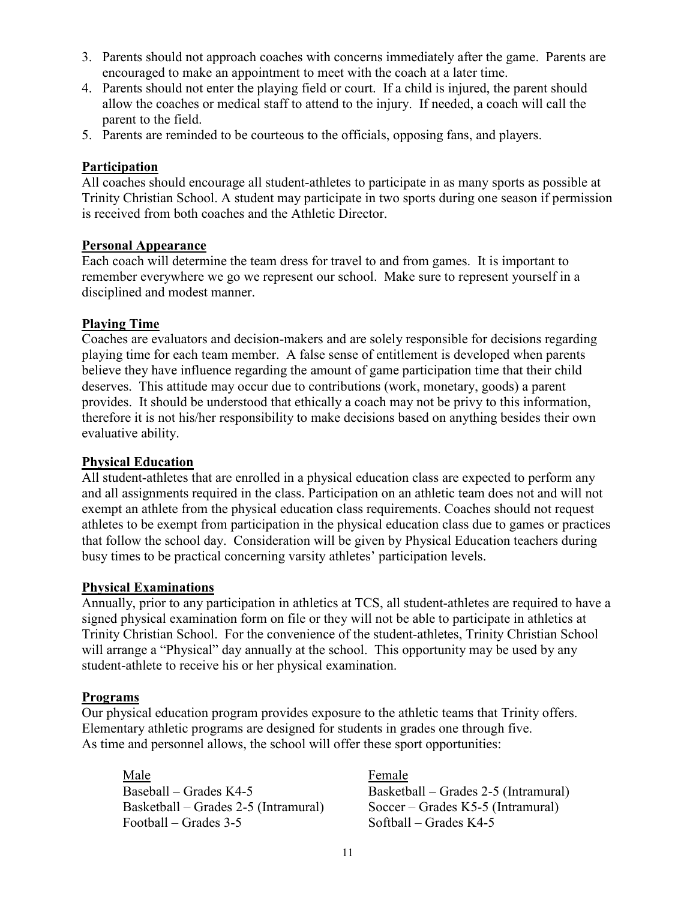3. Parents should not approach coaches with concerns immediately after the game. Parents are encouraged to make an appointment to meet with the coach at a later time.
4. Parents should not enter the playing field or court. If a child is injured, the parent should allow the coaches or medical staff to attend to the injury. If needed, a coach will call the parent to the field.
5. Parents are reminded to be courteous to the officials, opposing fans, and players.

**Participation**

All coaches should encourage all student-athletes to participate in as many sports as possible at Trinity Christian School. A student may participate in two sports during one season if permission is received from both coaches and the Athletic Director.

**Personal Appearance**

Each coach will determine the team dress for travel to and from games. It is important to remember everywhere we go we represent our school. Make sure to represent yourself in a disciplined and modest manner.

**Playing Time**

Coaches are evaluators and decision-makers and are solely responsible for decisions regarding playing time for each team member. A false sense of entitlement is developed when parents believe they have influence regarding the amount of game participation time that their child deserves. This attitude may occur due to contributions (work, monetary, goods) a parent provides. It should be understood that ethically a coach may not be privy to this information, therefore it is not his/her responsibility to make decisions based on anything besides their own evaluative ability.

**Physical Education**

All student-athletes that are enrolled in a physical education class are expected to perform any and all assignments required in the class. Participation on an athletic team does not and will not exempt an athlete from the physical education class requirements. Coaches should not request athletes to be exempt from participation in the physical education class due to games or practices that follow the school day. Consideration will be given by Physical Education teachers during busy times to be practical concerning varsity athletes' participation levels.

**Physical Examinations**

Annually, prior to any participation in athletics at TCS, all student-athletes are required to have a signed physical examination form on file or they will not be able to participate in athletics at Trinity Christian School. For the convenience of the student-athletes, Trinity Christian School will arrange a "Physical" day annually at the school. This opportunity may be used by any student-athlete to receive his or her physical examination.

**Programs**

Our physical education program provides exposure to the athletic teams that Trinity offers. Elementary athletic programs are designed for students in grades one through five.
As time and personnel allows, the school will offer these sport opportunities:

| Male | Female |
| --- | --- |
| Baseball – Grades K4-5 | Basketball – Grades 2-5 (Intramural) |
| Basketball – Grades 2-5 (Intramural) | Soccer – Grades K5-5 (Intramural) |
| Football – Grades 3-5 | Softball – Grades K4-5 |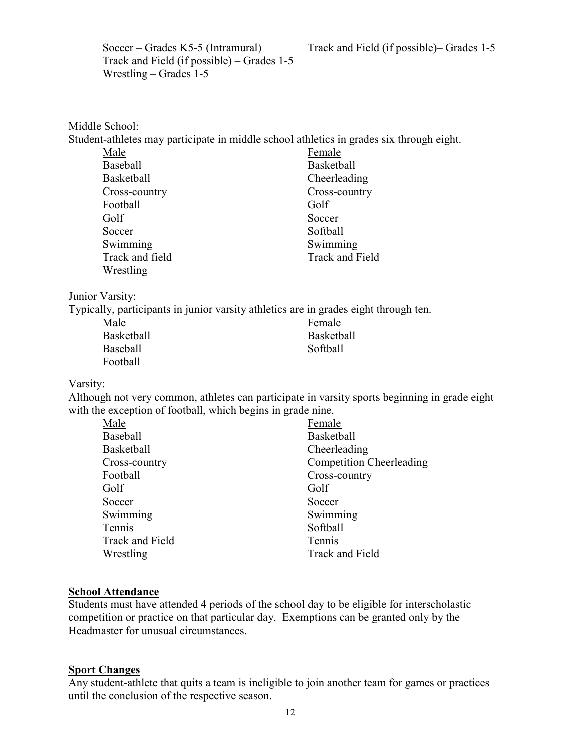| | |
|---|---|
| Soccer – Grades K5-5 (Intramural) | Track and Field (if possible)– Grades 1-5 |
| Track and Field (if possible) – Grades 1-5 | |
| Wrestling – Grades 1-5 | |

Middle School:
Student-athletes may participate in middle school athletics in grades six through eight.

| Male | Female |
|---|---|
| Baseball | Basketball |
| Basketball | Cheerleading |
| Cross-country | Cross-country |
| Football | Golf |
| Golf | Soccer |
| Soccer | Softball |
| Swimming | Swimming |
| Track and field | Track and Field |
| Wrestling | |

Junior Varsity:
Typically, participants in junior varsity athletics are in grades eight through ten.

| Male | Female |
|---|---|
| Basketball | Basketball |
| Baseball | Softball |
| Football | |

Varsity:
Although not very common, athletes can participate in varsity sports beginning in grade eight with the exception of football, which begins in grade nine.

| Male | Female |
|---|---|
| Baseball | Basketball |
| Basketball | Cheerleading |
| Cross-country | Competition Cheerleading |
| Football | Cross-country |
| Golf | Golf |
| Soccer | Soccer |
| Swimming | Swimming |
| Tennis | Softball |
| Track and Field | Tennis |
| Wrestling | Track and Field |

**School Attendance**

Students must have attended 4 periods of the school day to be eligible for interscholastic competition or practice on that particular day. Exemptions can be granted only by the Headmaster for unusual circumstances.

**Sport Changes**

Any student-athlete that quits a team is ineligible to join another team for games or practices until the conclusion of the respective season.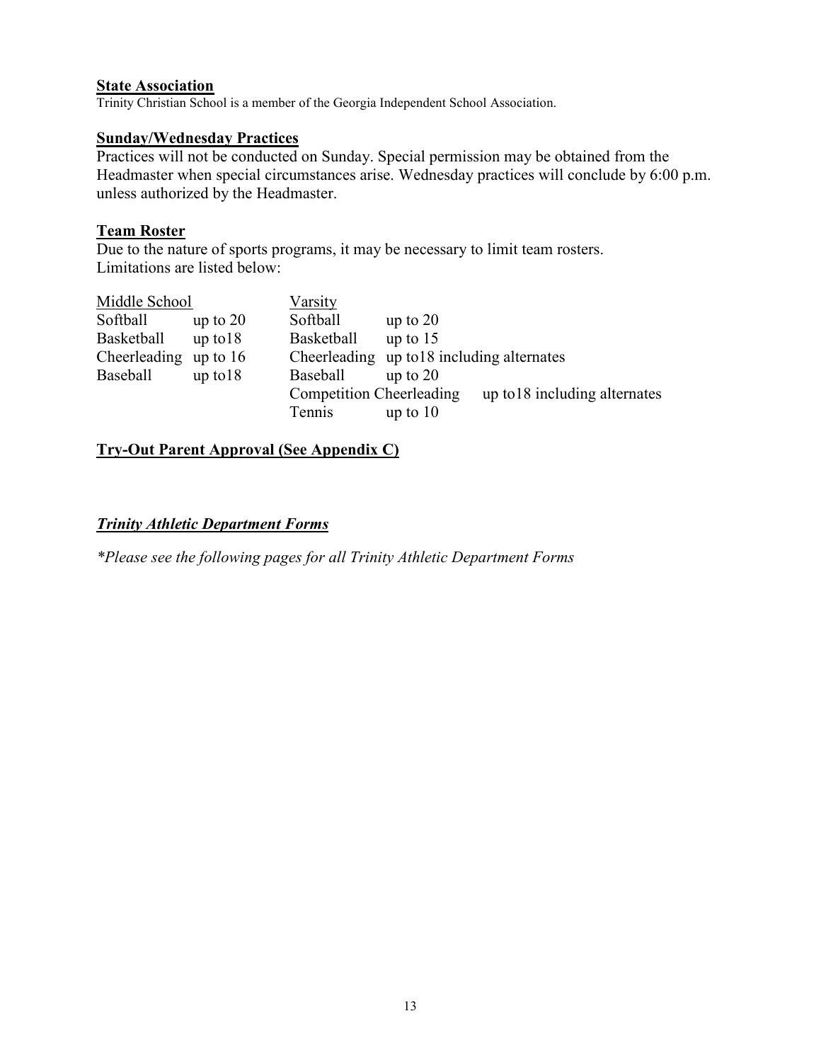**State Association**

Trinity Christian School is a member of the Georgia Independent School Association.

**Sunday/Wednesday Practices**

Practices will not be conducted on Sunday. Special permission may be obtained from the Headmaster when special circumstances arise. Wednesday practices will conclude by 6:00 p.m. unless authorized by the Headmaster.

**Team Roster**

Due to the nature of sports programs, it may be necessary to limit team rosters. Limitations are listed below:

| Middle School | | Varsity | |
|---|---|---|---|
| Softball | up to 20 | Softball | up to 20 |
| Basketball | up to18 | Basketball | up to 15 |
| Cheerleading | up to 16 | Cheerleading | up to18 including alternates |
| Baseball | up to18 | Baseball | up to 20 |
| | | Competition Cheerleading | up to18 including alternates |
| | | Tennis | up to 10 |

**Try-Out Parent Approval (See Appendix C)**

***Trinity Athletic Department Forms***

*\*Please see the following pages for all Trinity Athletic Department Forms*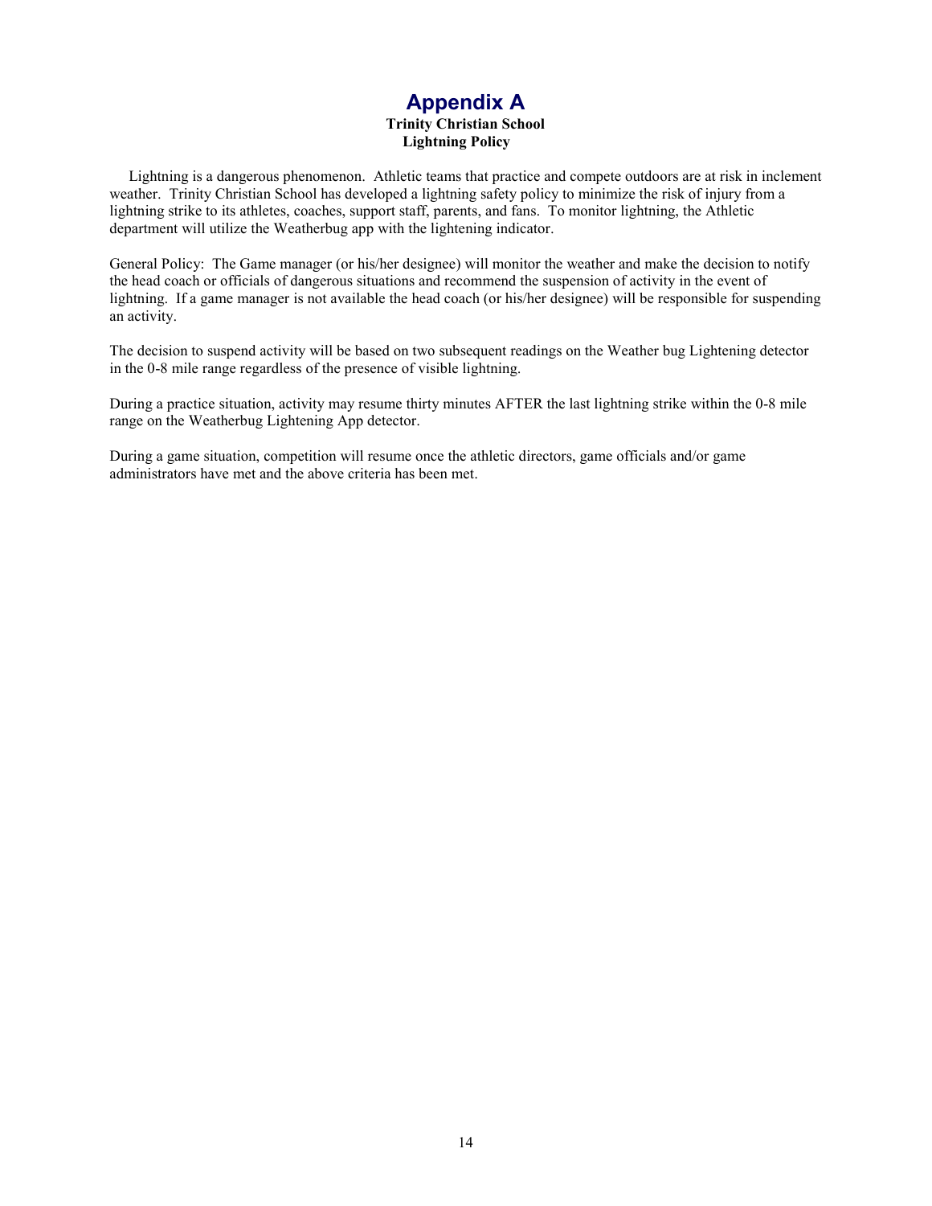# Appendix A

**Trinity Christian School**
**Lightning Policy**

Lightning is a dangerous phenomenon. Athletic teams that practice and compete outdoors are at risk in inclement weather. Trinity Christian School has developed a lightning safety policy to minimize the risk of injury from a lightning strike to its athletes, coaches, support staff, parents, and fans. To monitor lightning, the Athletic department will utilize the Weatherbug app with the lightening indicator.

General Policy: The Game manager (or his/her designee) will monitor the weather and make the decision to notify the head coach or officials of dangerous situations and recommend the suspension of activity in the event of lightning. If a game manager is not available the head coach (or his/her designee) will be responsible for suspending an activity.

The decision to suspend activity will be based on two subsequent readings on the Weather bug Lightening detector in the 0-8 mile range regardless of the presence of visible lightning.

During a practice situation, activity may resume thirty minutes AFTER the last lightning strike within the 0-8 mile range on the Weatherbug Lightening App detector.

During a game situation, competition will resume once the athletic directors, game officials and/or game administrators have met and the above criteria has been met.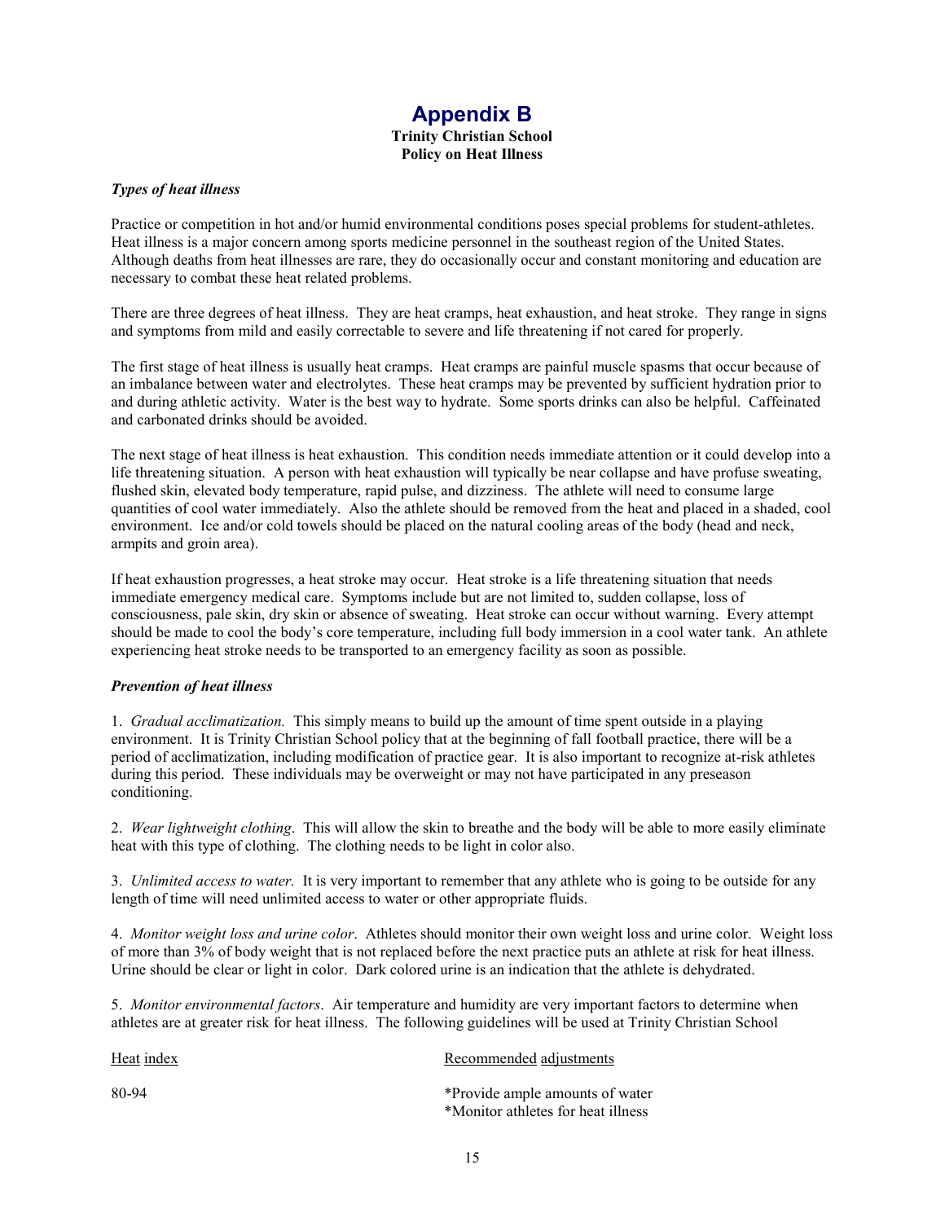# Appendix B

**Trinity Christian School**
**Policy on Heat Illness**

***Types of heat illness***

Practice or competition in hot and/or humid environmental conditions poses special problems for student-athletes. Heat illness is a major concern among sports medicine personnel in the southeast region of the United States. Although deaths from heat illnesses are rare, they do occasionally occur and constant monitoring and education are necessary to combat these heat related problems.

There are three degrees of heat illness. They are heat cramps, heat exhaustion, and heat stroke. They range in signs and symptoms from mild and easily correctable to severe and life threatening if not cared for properly.

The first stage of heat illness is usually heat cramps. Heat cramps are painful muscle spasms that occur because of an imbalance between water and electrolytes. These heat cramps may be prevented by sufficient hydration prior to and during athletic activity. Water is the best way to hydrate. Some sports drinks can also be helpful. Caffeinated and carbonated drinks should be avoided.

The next stage of heat illness is heat exhaustion. This condition needs immediate attention or it could develop into a life threatening situation. A person with heat exhaustion will typically be near collapse and have profuse sweating, flushed skin, elevated body temperature, rapid pulse, and dizziness. The athlete will need to consume large quantities of cool water immediately. Also the athlete should be removed from the heat and placed in a shaded, cool environment. Ice and/or cold towels should be placed on the natural cooling areas of the body (head and neck, armpits and groin area).

If heat exhaustion progresses, a heat stroke may occur. Heat stroke is a life threatening situation that needs immediate emergency medical care. Symptoms include but are not limited to, sudden collapse, loss of consciousness, pale skin, dry skin or absence of sweating. Heat stroke can occur without warning. Every attempt should be made to cool the body's core temperature, including full body immersion in a cool water tank. An athlete experiencing heat stroke needs to be transported to an emergency facility as soon as possible.

***Prevention of heat illness***

1. *Gradual acclimatization.* This simply means to build up the amount of time spent outside in a playing environment. It is Trinity Christian School policy that at the beginning of fall football practice, there will be a period of acclimatization, including modification of practice gear. It is also important to recognize at-risk athletes during this period. These individuals may be overweight or may not have participated in any preseason conditioning.

2. *Wear lightweight clothing*. This will allow the skin to breathe and the body will be able to more easily eliminate heat with this type of clothing. The clothing needs to be light in color also.

3. *Unlimited access to water.* It is very important to remember that any athlete who is going to be outside for any length of time will need unlimited access to water or other appropriate fluids.

4. *Monitor weight loss and urine color*. Athletes should monitor their own weight loss and urine color. Weight loss of more than 3% of body weight that is not replaced before the next practice puts an athlete at risk for heat illness. Urine should be clear or light in color. Dark colored urine is an indication that the athlete is dehydrated.

5. *Monitor environmental factors*. Air temperature and humidity are very important factors to determine when athletes are at greater risk for heat illness. The following guidelines will be used at Trinity Christian School

| Heat index | Recommended adjustments |
|---|---|
| 80-94 | *Provide ample amounts of water<br>*Monitor athletes for heat illness |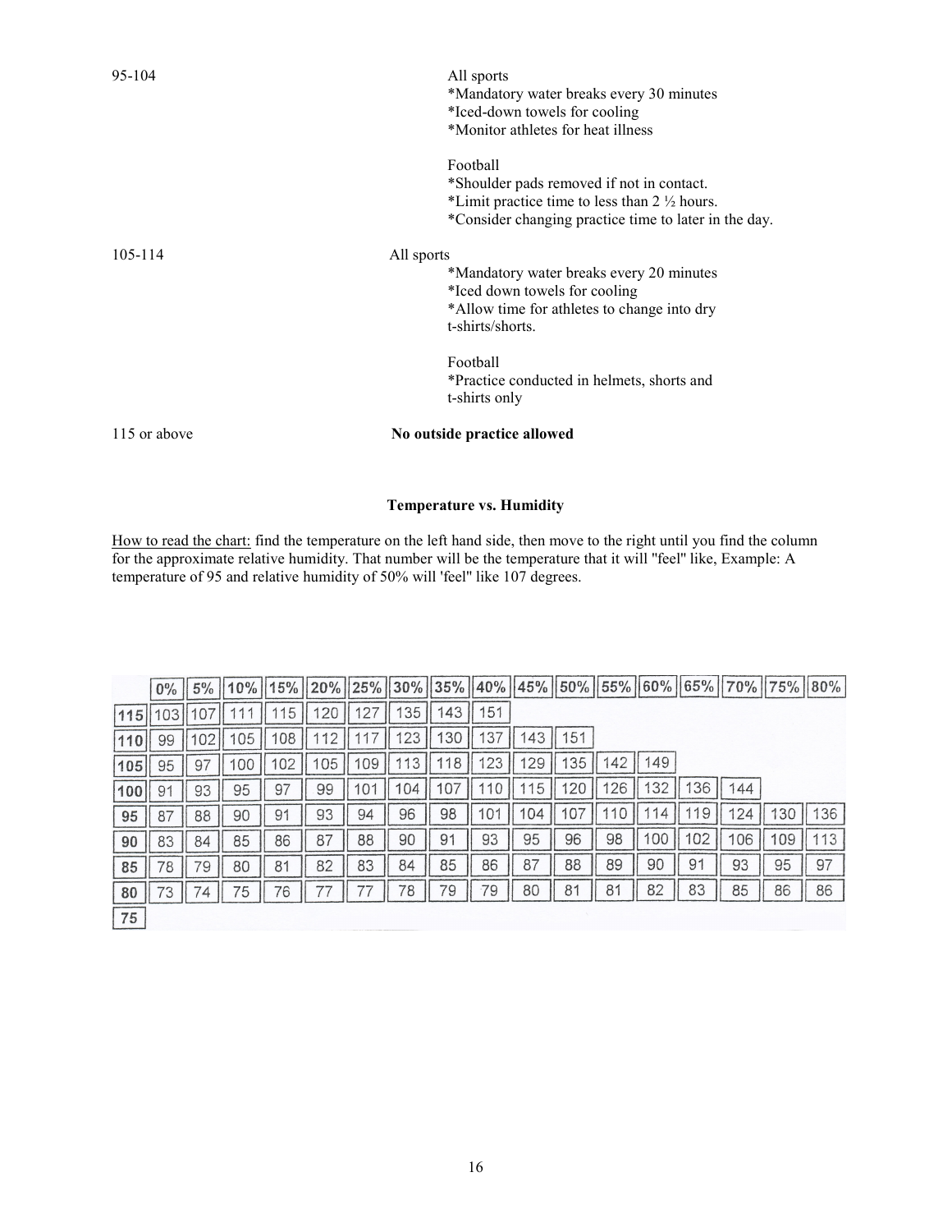| | |
|---|---|
| 95-104 | All sports<br>*Mandatory water breaks every 30 minutes<br>*Iced-down towels for cooling<br>*Monitor athletes for heat illness<br><br>Football<br>*Shoulder pads removed if not in contact.<br>*Limit practice time to less than 2 ½ hours.<br>*Consider changing practice time to later in the day. |
| 105-114 | All sports<br>*Mandatory water breaks every 20 minutes<br>*Iced down towels for cooling<br>*Allow time for athletes to change into dry t-shirts/shorts.<br><br>Football<br>*Practice conducted in helmets, shorts and t-shirts only |
| 115 or above | **No outside practice allowed** |

### Temperature vs. Humidity

How to read the chart: find the temperature on the left hand side, then move to the right until you find the column for the approximate relative humidity. That number will be the temperature that it will "feel" like, Example: A temperature of 95 and relative humidity of 50% will 'feel' like 107 degrees.

| | 0% | 5% | 10% | 15% | 20% | 25% | 30% | 35% | 40% | 45% | 50% | 55% | 60% | 65% | 70% | 75% | 80% |
|---|---|---|---|---|---|---|---|---|---|---|---|---|---|---|---|---|---|
| **115** | 103 | 107 | 111 | 115 | 120 | 127 | 135 | 143 | 151 | | | | | | | | |
| **110** | 99 | 102 | 105 | 108 | 112 | 117 | 123 | 130 | 137 | 143 | 151 | | | | | | |
| **105** | 95 | 97 | 100 | 102 | 105 | 109 | 113 | 118 | 123 | 129 | 135 | 142 | 149 | | | | |
| **100** | 91 | 93 | 95 | 97 | 99 | 101 | 104 | 107 | 110 | 115 | 120 | 126 | 132 | 136 | 144 | | |
| **95** | 87 | 88 | 90 | 91 | 93 | 94 | 96 | 98 | 101 | 104 | 107 | 110 | 114 | 119 | 124 | 130 | 136 |
| **90** | 83 | 84 | 85 | 86 | 87 | 88 | 90 | 91 | 93 | 95 | 96 | 98 | 100 | 102 | 106 | 109 | 113 |
| **85** | 78 | 79 | 80 | 81 | 82 | 83 | 84 | 85 | 86 | 87 | 88 | 89 | 90 | 91 | 93 | 95 | 97 |
| **80** | 73 | 74 | 75 | 76 | 77 | 77 | 78 | 79 | 79 | 80 | 81 | 81 | 82 | 83 | 85 | 86 | 86 |
| **75** | | | | | | | | | | | | | | | | | |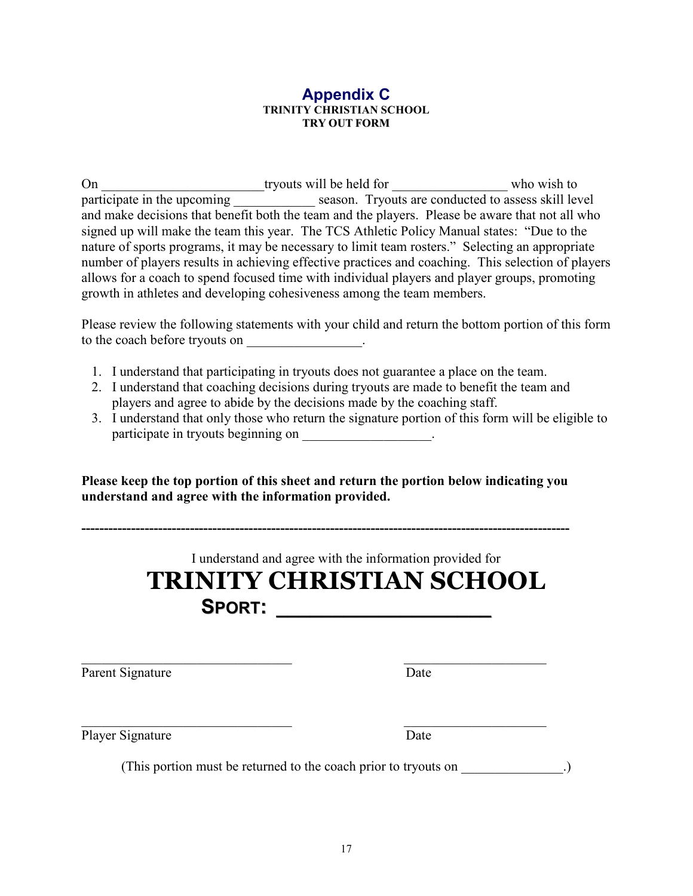# Appendix C

**TRINITY CHRISTIAN SCHOOL**
**TRY OUT FORM**

On ________________________tryouts will be held for _________________ who wish to participate in the upcoming ____________ season. Tryouts are conducted to assess skill level and make decisions that benefit both the team and the players. Please be aware that not all who signed up will make the team this year. The TCS Athletic Policy Manual states: "Due to the nature of sports programs, it may be necessary to limit team rosters." Selecting an appropriate number of players results in achieving effective practices and coaching. This selection of players allows for a coach to spend focused time with individual players and player groups, promoting growth in athletes and developing cohesiveness among the team members.

Please review the following statements with your child and return the bottom portion of this form to the coach before tryouts on _________________.

1. I understand that participating in tryouts does not guarantee a place on the team.
2. I understand that coaching decisions during tryouts are made to benefit the team and players and agree to abide by the decisions made by the coaching staff.
3. I understand that only those who return the signature portion of this form will be eligible to participate in tryouts beginning on ___________________.

**Please keep the top portion of this sheet and return the portion below indicating you understand and agree with the information provided.**

-----------------------------------------------------------------------------------------------------------

I understand and agree with the information provided for

**TRINITY CHRISTIAN SCHOOL**

**SPORT: ___________________**

________________________________ ______________________
Parent Signature Date

________________________________ ______________________
Player Signature Date

(This portion must be returned to the coach prior to tryouts on _______________.)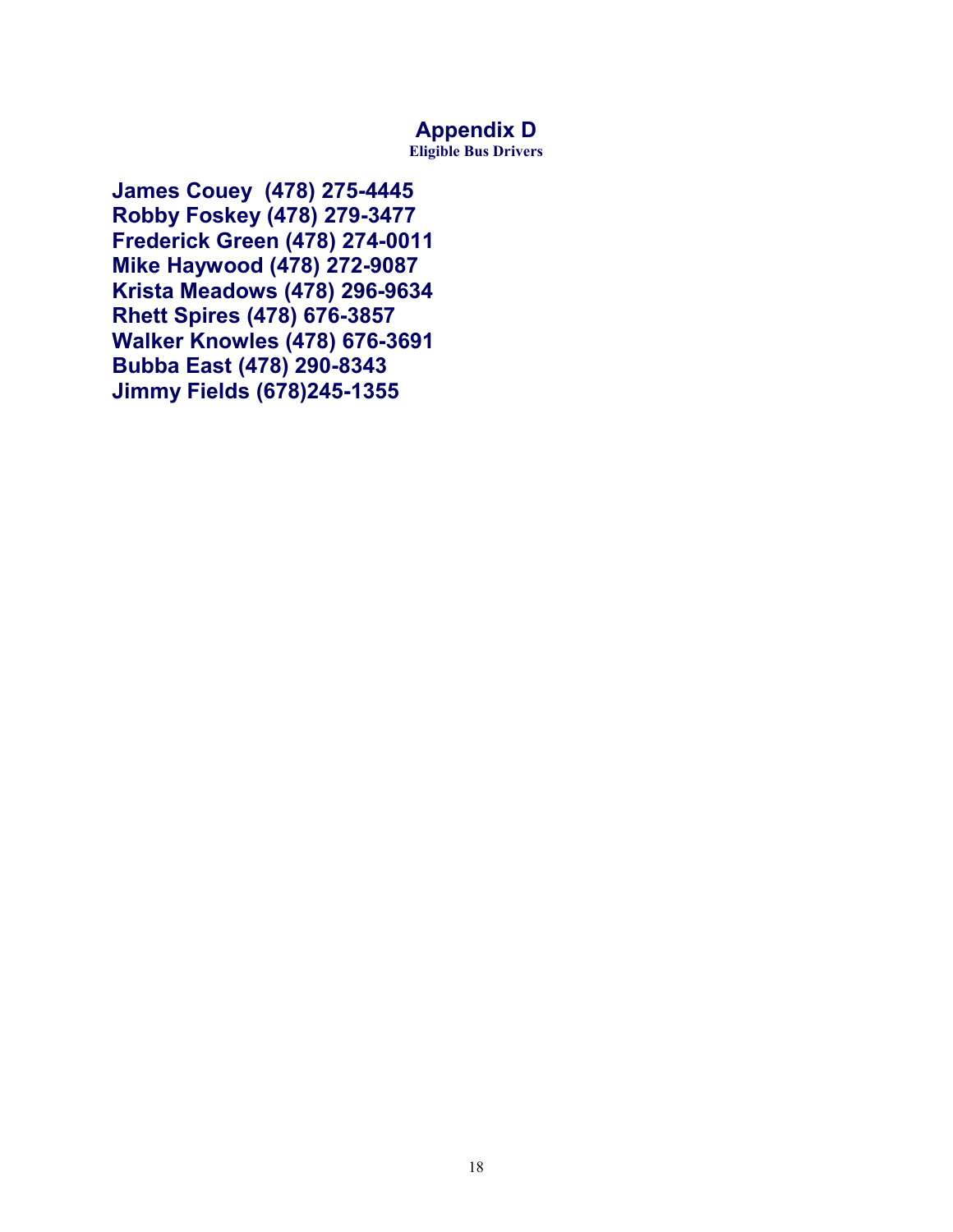# Appendix D

**Eligible Bus Drivers**

**James Couey (478) 275-4445**
**Robby Foskey (478) 279-3477**
**Frederick Green (478) 274-0011**
**Mike Haywood (478) 272-9087**
**Krista Meadows (478) 296-9634**
**Rhett Spires (478) 676-3857**
**Walker Knowles (478) 676-3691**
**Bubba East (478) 290-8343**
**Jimmy Fields (678)245-1355**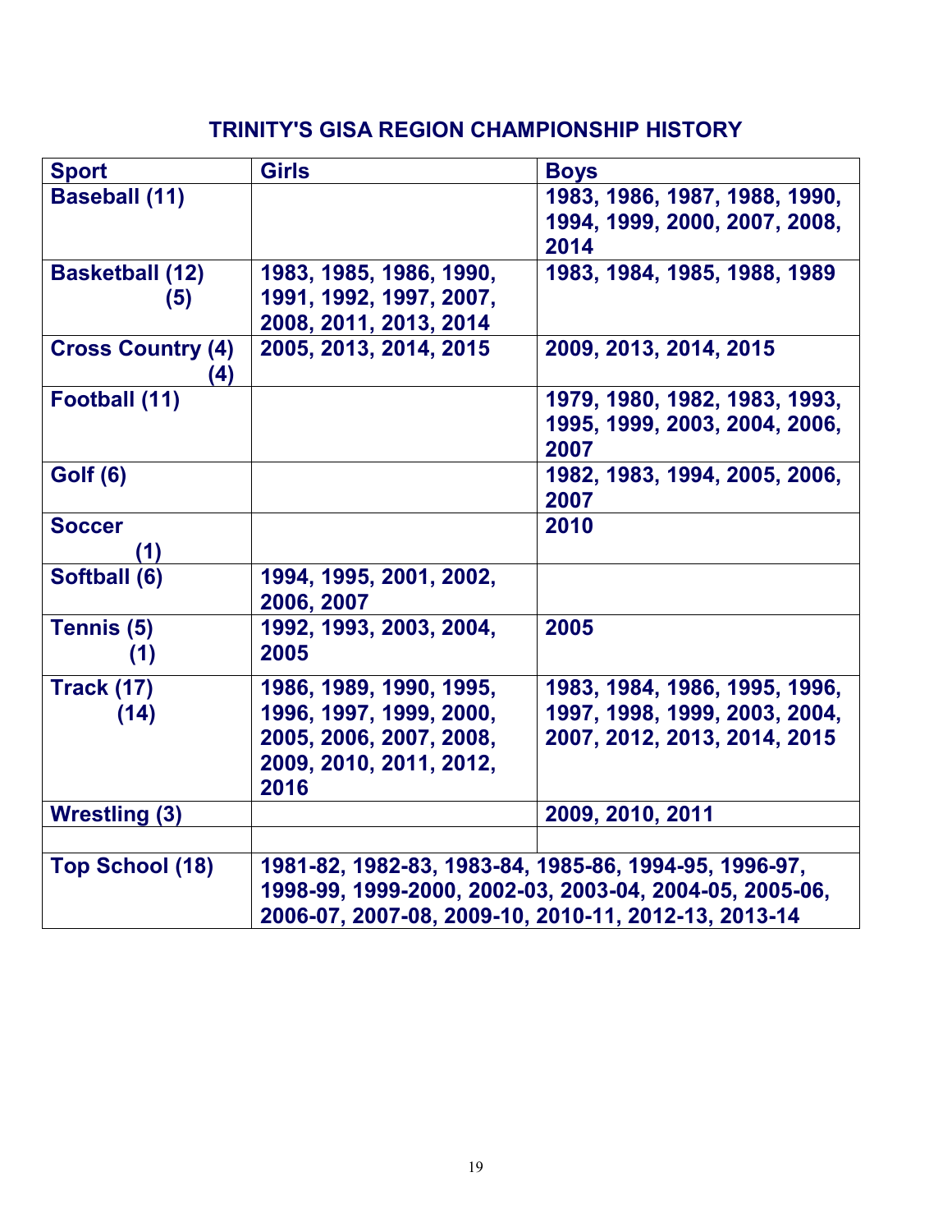# TRINITY'S GISA REGION CHAMPIONSHIP HISTORY

| Sport | Girls | Boys |
|---|---|---|
| Baseball (11) | | 1983, 1986, 1987, 1988, 1990, 1994, 1999, 2000, 2007, 2008, 2014 |
| Basketball (12) (5) | 1983, 1985, 1986, 1990, 1991, 1992, 1997, 2007, 2008, 2011, 2013, 2014 | 1983, 1984, 1985, 1988, 1989 |
| Cross Country (4) (4) | 2005, 2013, 2014, 2015 | 2009, 2013, 2014, 2015 |
| Football (11) | | 1979, 1980, 1982, 1983, 1993, 1995, 1999, 2003, 2004, 2006, 2007 |
| Golf (6) | | 1982, 1983, 1994, 2005, 2006, 2007 |
| Soccer (1) | | 2010 |
| Softball (6) | 1994, 1995, 2001, 2002, 2006, 2007 | |
| Tennis (5) (1) | 1992, 1993, 2003, 2004, 2005 | 2005 |
| Track (17) (14) | 1986, 1989, 1990, 1995, 1996, 1997, 1999, 2000, 2005, 2006, 2007, 2008, 2009, 2010, 2011, 2012, 2016 | 1983, 1984, 1986, 1995, 1996, 1997, 1998, 1999, 2003, 2004, 2007, 2012, 2013, 2014, 2015 |
| Wrestling (3) | | 2009, 2010, 2011 |
| | | |
| Top School (18) | 1981-82, 1982-83, 1983-84, 1985-86, 1994-95, 1996-97, 1998-99, 1999-2000, 2002-03, 2003-04, 2004-05, 2005-06, 2006-07, 2007-08, 2009-10, 2010-11, 2012-13, 2013-14 | |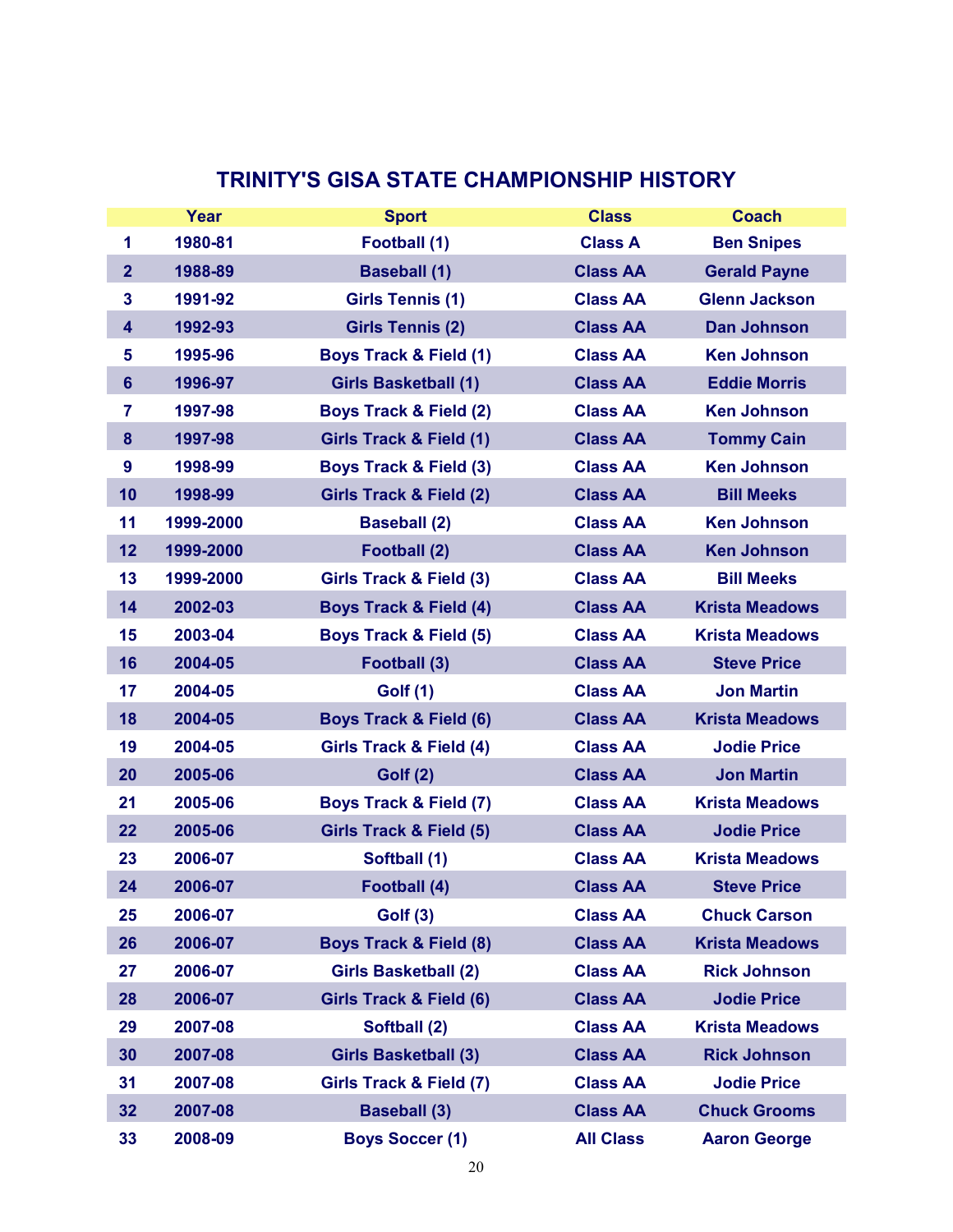# TRINITY'S GISA STATE CHAMPIONSHIP HISTORY

| | Year | Sport | Class | Coach |
|---|---|---|---|---|
| 1 | 1980-81 | Football (1) | Class A | Ben Snipes |
| 2 | 1988-89 | Baseball (1) | Class AA | Gerald Payne |
| 3 | 1991-92 | Girls Tennis (1) | Class AA | Glenn Jackson |
| 4 | 1992-93 | Girls Tennis (2) | Class AA | Dan Johnson |
| 5 | 1995-96 | Boys Track & Field (1) | Class AA | Ken Johnson |
| 6 | 1996-97 | Girls Basketball (1) | Class AA | Eddie Morris |
| 7 | 1997-98 | Boys Track & Field (2) | Class AA | Ken Johnson |
| 8 | 1997-98 | Girls Track & Field (1) | Class AA | Tommy Cain |
| 9 | 1998-99 | Boys Track & Field (3) | Class AA | Ken Johnson |
| 10 | 1998-99 | Girls Track & Field (2) | Class AA | Bill Meeks |
| 11 | 1999-2000 | Baseball (2) | Class AA | Ken Johnson |
| 12 | 1999-2000 | Football (2) | Class AA | Ken Johnson |
| 13 | 1999-2000 | Girls Track & Field (3) | Class AA | Bill Meeks |
| 14 | 2002-03 | Boys Track & Field (4) | Class AA | Krista Meadows |
| 15 | 2003-04 | Boys Track & Field (5) | Class AA | Krista Meadows |
| 16 | 2004-05 | Football (3) | Class AA | Steve Price |
| 17 | 2004-05 | Golf (1) | Class AA | Jon Martin |
| 18 | 2004-05 | Boys Track & Field (6) | Class AA | Krista Meadows |
| 19 | 2004-05 | Girls Track & Field (4) | Class AA | Jodie Price |
| 20 | 2005-06 | Golf (2) | Class AA | Jon Martin |
| 21 | 2005-06 | Boys Track & Field (7) | Class AA | Krista Meadows |
| 22 | 2005-06 | Girls Track & Field (5) | Class AA | Jodie Price |
| 23 | 2006-07 | Softball (1) | Class AA | Krista Meadows |
| 24 | 2006-07 | Football (4) | Class AA | Steve Price |
| 25 | 2006-07 | Golf (3) | Class AA | Chuck Carson |
| 26 | 2006-07 | Boys Track & Field (8) | Class AA | Krista Meadows |
| 27 | 2006-07 | Girls Basketball (2) | Class AA | Rick Johnson |
| 28 | 2006-07 | Girls Track & Field (6) | Class AA | Jodie Price |
| 29 | 2007-08 | Softball (2) | Class AA | Krista Meadows |
| 30 | 2007-08 | Girls Basketball (3) | Class AA | Rick Johnson |
| 31 | 2007-08 | Girls Track & Field (7) | Class AA | Jodie Price |
| 32 | 2007-08 | Baseball (3) | Class AA | Chuck Grooms |
| 33 | 2008-09 | Boys Soccer (1) | All Class | Aaron George |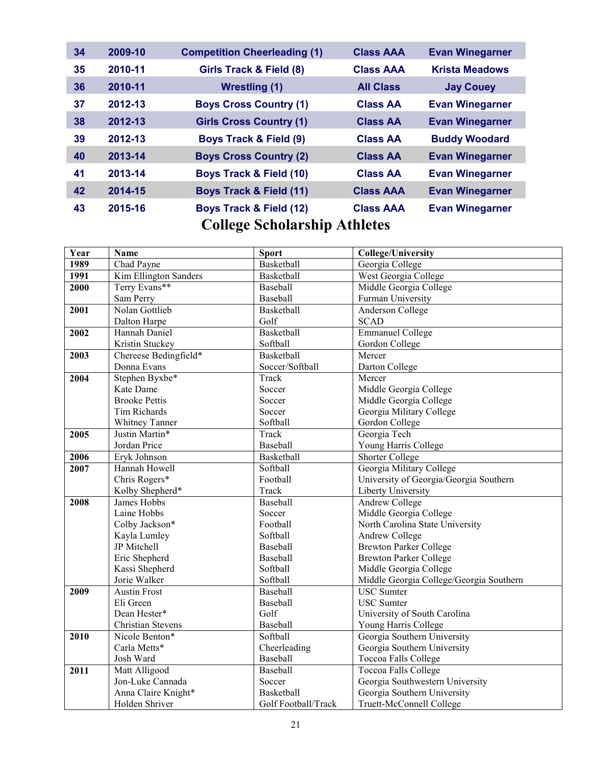| 34 | 2009-10 | Competition Cheerleading (1) | Class AAA | Evan Winegarner |
|---|---|---|---|---|
| 35 | 2010-11 | Girls Track & Field (8) | Class AAA | Krista Meadows |
| 36 | 2010-11 | Wrestling (1) | All Class | Jay Couey |
| 37 | 2012-13 | Boys Cross Country (1) | Class AA | Evan Winegarner |
| 38 | 2012-13 | Girls Cross Country (1) | Class AA | Evan Winegarner |
| 39 | 2012-13 | Boys Track & Field (9) | Class AA | Buddy Woodard |
| 40 | 2013-14 | Boys Cross Country (2) | Class AA | Evan Winegarner |
| 41 | 2013-14 | Boys Track & Field (10) | Class AA | Evan Winegarner |
| 42 | 2014-15 | Boys Track & Field (11) | Class AAA | Evan Winegarner |
| 43 | 2015-16 | Boys Track & Field (12) | Class AAA | Evan Winegarner |

# College Scholarship Athletes

| Year | Name | Sport | College/University |
|---|---|---|---|
| **1989** | Chad Payne | Basketball | Georgia College |
| **1991** | Kim Ellington Sanders | Basketball | West Georgia College |
| **2000** | Terry Evans** | Baseball | Middle Georgia College |
| | Sam Perry | Baseball | Furman University |
| **2001** | Nolan Gottlieb | Basketball | Anderson College |
| | Dalton Harpe | Golf | SCAD |
| **2002** | Hannah Daniel | Basketball | Emmanuel College |
| | Kristin Stuckey | Softball | Gordon College |
| **2003** | Chereese Bedingfield* | Basketball | Mercer |
| | Donna Evans | Soccer/Softball | Darton College |
| **2004** | Stephen Byxbe* | Track | Mercer |
| | Kate Dame | Soccer | Middle Georgia College |
| | Brooke Pettis | Soccer | Middle Georgia College |
| | Tim Richards | Soccer | Georgia Military College |
| | Whitney Tanner | Softball | Gordon College |
| **2005** | Justin Martin* | Track | Georgia Tech |
| | Jordan Price | Baseball | Young Harris College |
| **2006** | Eryk Johnson | Basketball | Shorter College |
| **2007** | Hannah Howell | Softball | Georgia Military College |
| | Chris Rogers* | Football | University of Georgia/Georgia Southern |
| | Kolby Shepherd* | Track | Liberty University |
| **2008** | James Hobbs | Baseball | Andrew College |
| | Laine Hobbs | Soccer | Middle Georgia College |
| | Colby Jackson* | Football | North Carolina State University |
| | Kayla Lumley | Softball | Andrew College |
| | JP Mitchell | Baseball | Brewton Parker College |
| | Eric Shepherd | Baseball | Brewton Parker College |
| | Kassi Shepherd | Softball | Middle Georgia College |
| | Jorie Walker | Softball | Middle Georgia College/Georgia Southern |
| **2009** | Austin Frost | Baseball | USC Sumter |
| | Eli Green | Baseball | USC Sumter |
| | Dean Hester* | Golf | University of South Carolina |
| | Christian Stevens | Baseball | Young Harris College |
| **2010** | Nicole Benton* | Softball | Georgia Southern University |
| | Carla Metts* | Cheerleading | Georgia Southern University |
| | Josh Ward | Baseball | Toccoa Falls College |
| **2011** | Matt Alligood | Baseball | Toccoa Falls College |
| | Jon-Luke Cannada | Soccer | Georgia Southwestern University |
| | Anna Claire Knight* | Basketball | Georgia Southern University |
| | Holden Shriver | Golf Football/Track | Truett-McConnell College |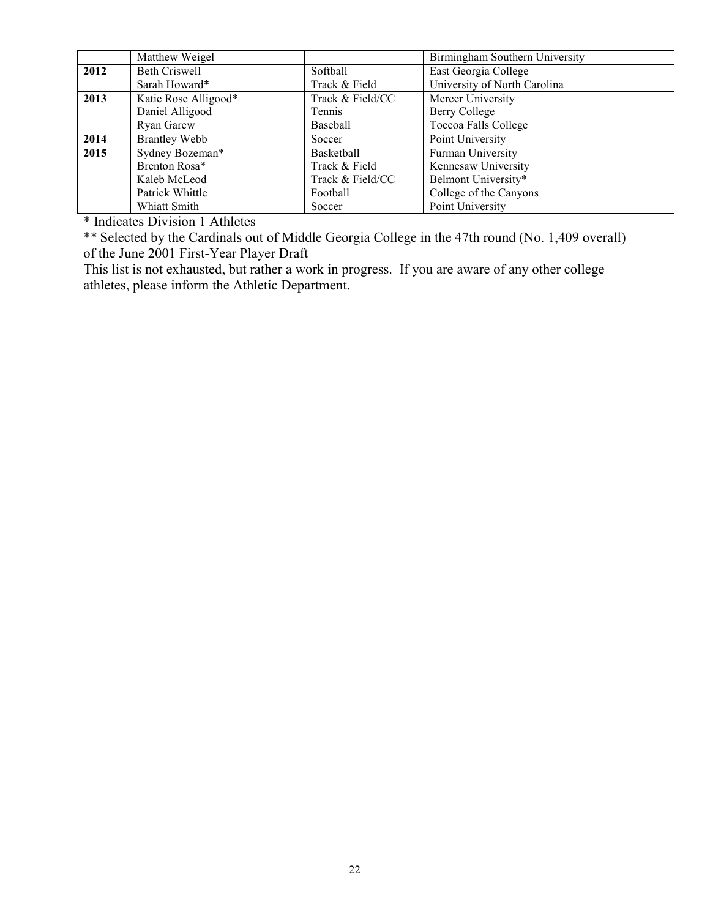| | | | |
|---|---|---|---|
| | Matthew Weigel | | Birmingham Southern University |
| **2012** | Beth Criswell | Softball | East Georgia College |
| | Sarah Howard* | Track & Field | University of North Carolina |
| **2013** | Katie Rose Alligood* | Track & Field/CC | Mercer University |
| | Daniel Alligood | Tennis | Berry College |
| | Ryan Garew | Baseball | Toccoa Falls College |
| **2014** | Brantley Webb | Soccer | Point University |
| **2015** | Sydney Bozeman* | Basketball | Furman University |
| | Brenton Rosa* | Track & Field | Kennesaw University |
| | Kaleb McLeod | Track & Field/CC | Belmont University* |
| | Patrick Whittle | Football | College of the Canyons |
| | Whiatt Smith | Soccer | Point University |

* Indicates Division 1 Athletes

** Selected by the Cardinals out of Middle Georgia College in the 47th round (No. 1,409 overall) of the June 2001 First-Year Player Draft

This list is not exhausted, but rather a work in progress. If you are aware of any other college athletes, please inform the Athletic Department.